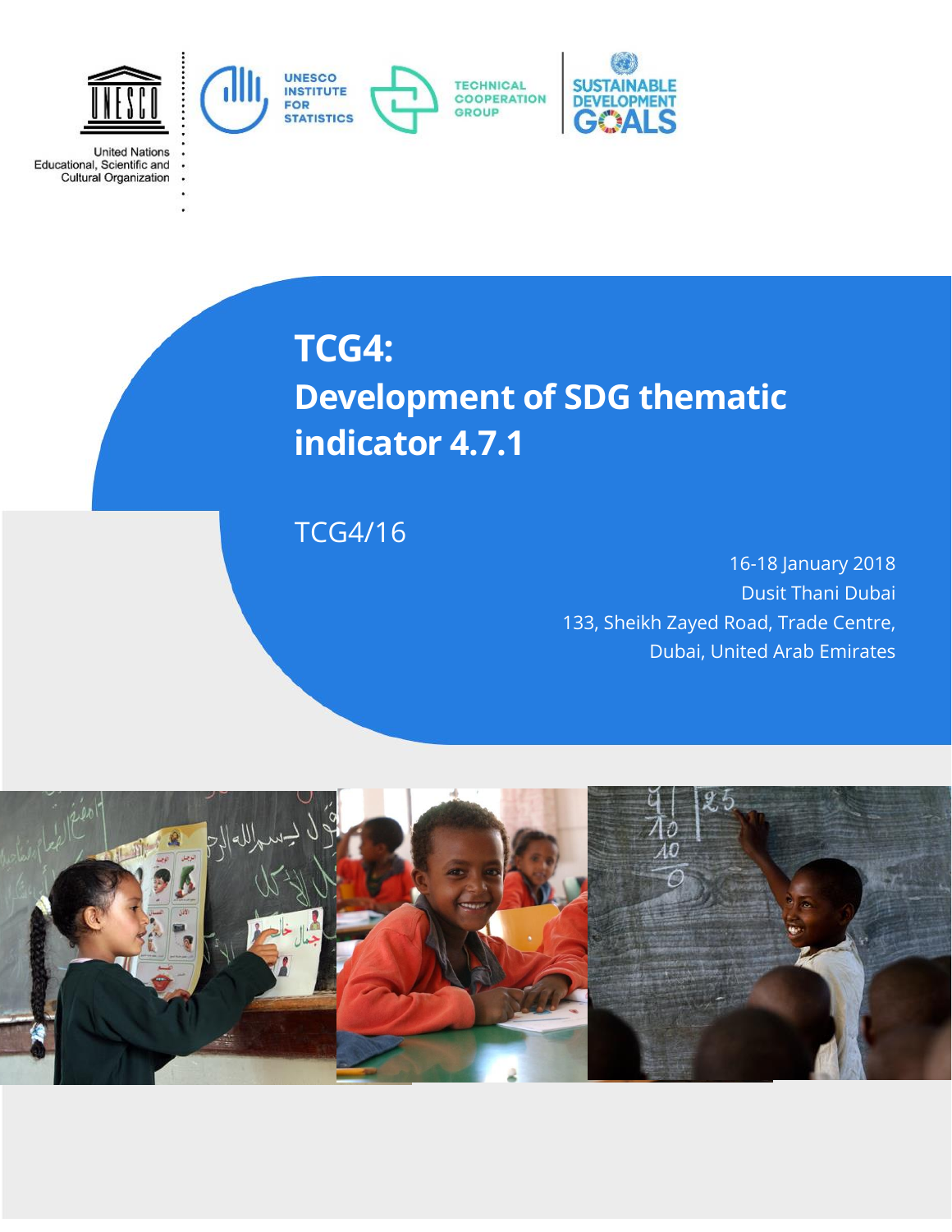United Nations Educational, Scientific and Cultural Organization

UNESCO INSTITUTE FOR STATISTICS

TECHNICAL COOPERATION GROUP

SUSTAINABLE DEVELOPMENT GOALS

# TCG4: Development of SDG thematic indicator 4.7.1

TCG4/16

16-18 January 2018
Dusit Thani Dubai
133, Sheikh Zayed Road, Trade Centre,
Dubai, United Arab Emirates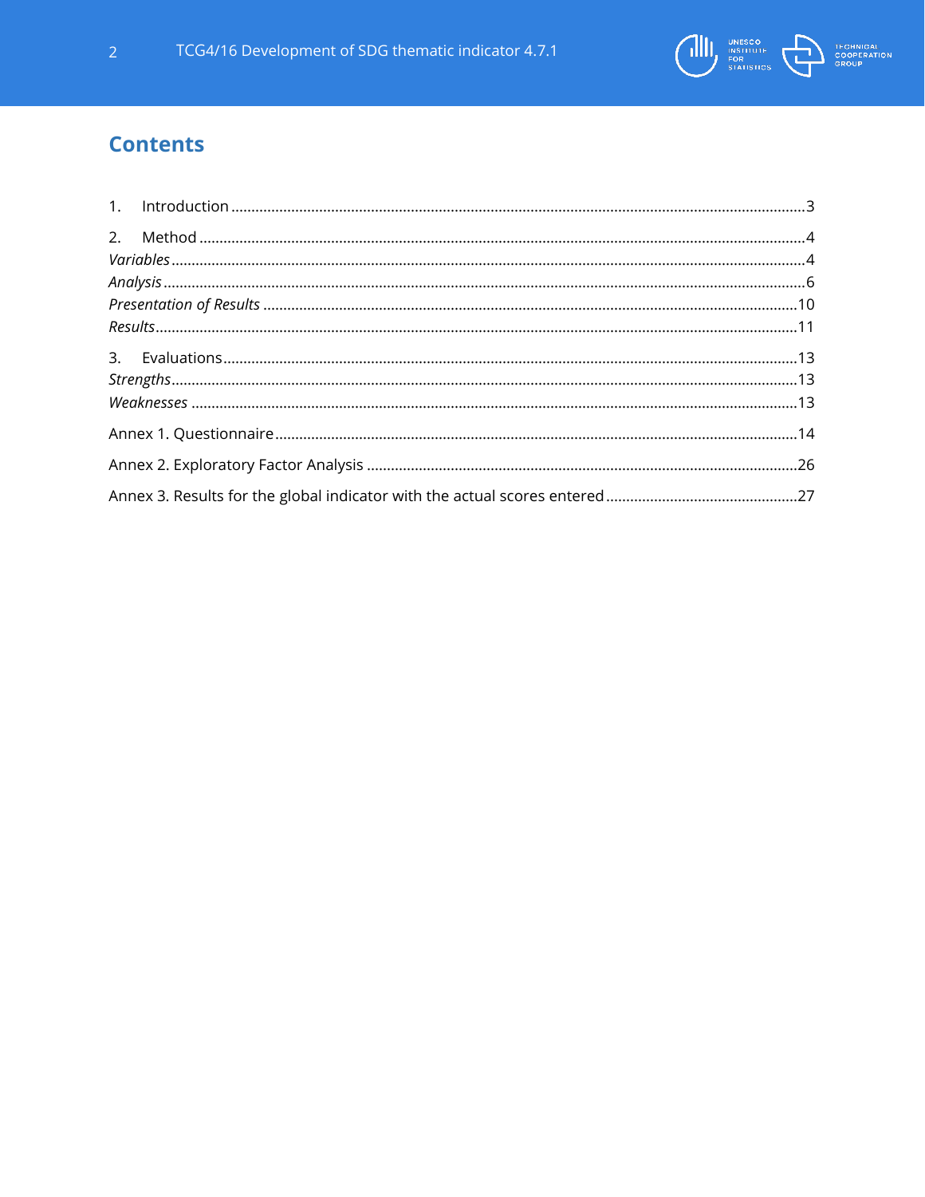## Contents

1. Introduction ........................................................................................................................................3
2. Method ..................................................................................................................................................4

*Variables* ..................................................................................................................................................4

*Analysis* ....................................................................................................................................................6

*Presentation of Results* .......................................................................................................................10

*Results* .....................................................................................................................................................11

3. Evaluations ..........................................................................................................................................13

*Strengths* ................................................................................................................................................13

*Weaknesses* ...........................................................................................................................................13

Annex 1. Questionnaire ..........................................................................................................................14

Annex 2. Exploratory Factor Analysis ...................................................................................................26

Annex 3. Results for the global indicator with the actual scores entered .......................................27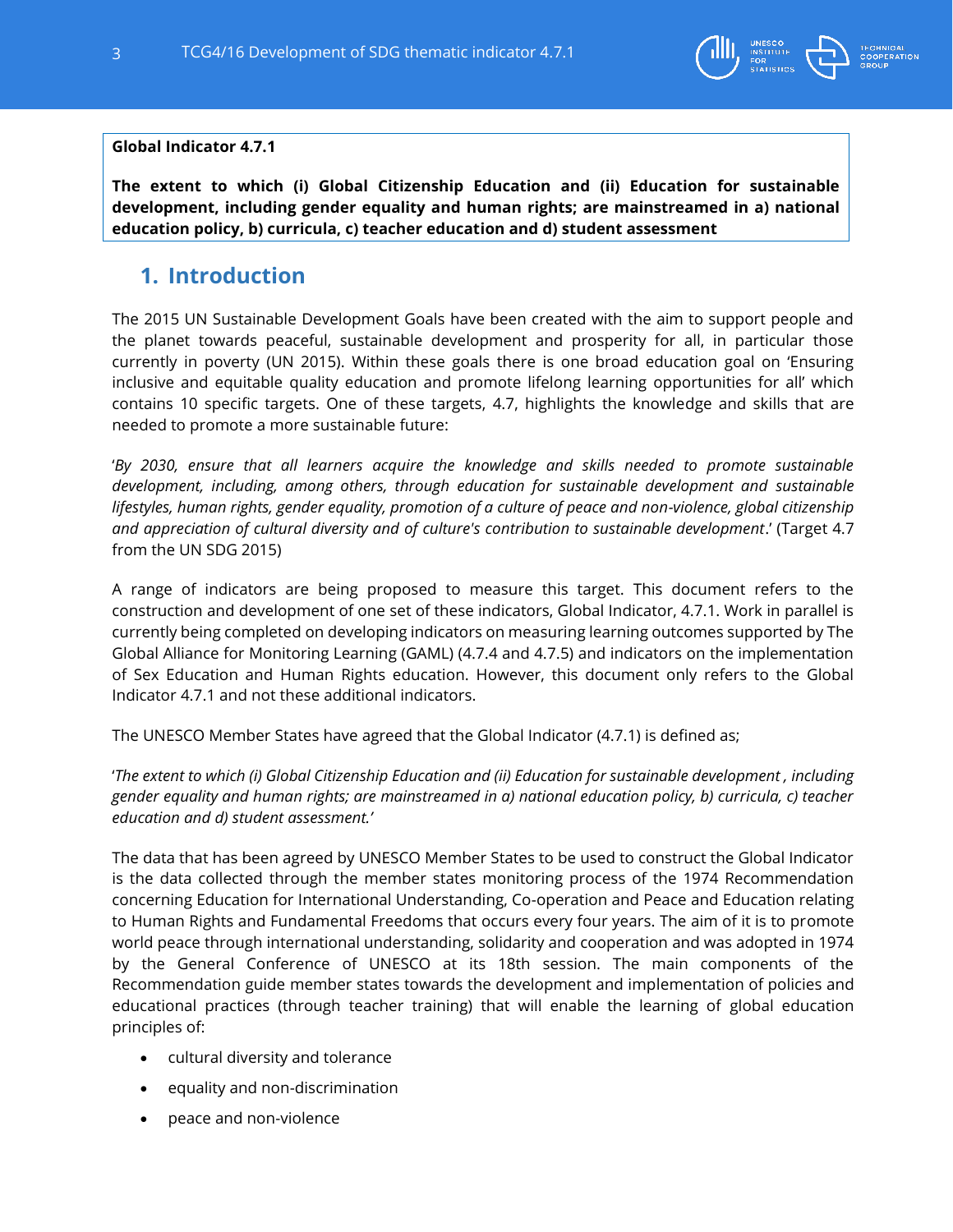**Global Indicator 4.7.1**

**The extent to which (i) Global Citizenship Education and (ii) Education for sustainable development, including gender equality and human rights; are mainstreamed in a) national education policy, b) curricula, c) teacher education and d) student assessment**

## 1. Introduction

The 2015 UN Sustainable Development Goals have been created with the aim to support people and the planet towards peaceful, sustainable development and prosperity for all, in particular those currently in poverty (UN 2015). Within these goals there is one broad education goal on 'Ensuring inclusive and equitable quality education and promote lifelong learning opportunities for all' which contains 10 specific targets. One of these targets, 4.7, highlights the knowledge and skills that are needed to promote a more sustainable future:

'*By 2030, ensure that all learners acquire the knowledge and skills needed to promote sustainable development, including, among others, through education for sustainable development and sustainable lifestyles, human rights, gender equality, promotion of a culture of peace and non-violence, global citizenship and appreciation of cultural diversity and of culture's contribution to sustainable development*.' (Target 4.7 from the UN SDG 2015)

A range of indicators are being proposed to measure this target. This document refers to the construction and development of one set of these indicators, Global Indicator, 4.7.1. Work in parallel is currently being completed on developing indicators on measuring learning outcomes supported by The Global Alliance for Monitoring Learning (GAML) (4.7.4 and 4.7.5) and indicators on the implementation of Sex Education and Human Rights education. However, this document only refers to the Global Indicator 4.7.1 and not these additional indicators.

The UNESCO Member States have agreed that the Global Indicator (4.7.1) is defined as;

'*The extent to which (i) Global Citizenship Education and (ii) Education for sustainable development , including gender equality and human rights; are mainstreamed in a) national education policy, b) curricula, c) teacher education and d) student assessment.*'

The data that has been agreed by UNESCO Member States to be used to construct the Global Indicator is the data collected through the member states monitoring process of the 1974 Recommendation concerning Education for International Understanding, Co-operation and Peace and Education relating to Human Rights and Fundamental Freedoms that occurs every four years. The aim of it is to promote world peace through international understanding, solidarity and cooperation and was adopted in 1974 by the General Conference of UNESCO at its 18th session. The main components of the Recommendation guide member states towards the development and implementation of policies and educational practices (through teacher training) that will enable the learning of global education principles of:

- cultural diversity and tolerance
- equality and non-discrimination
- peace and non-violence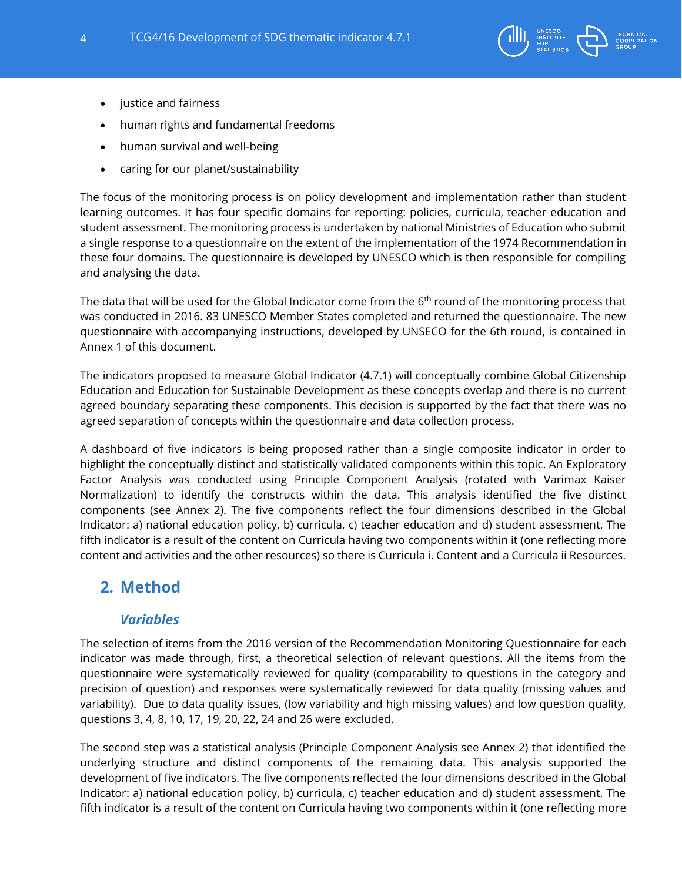- justice and fairness
- human rights and fundamental freedoms
- human survival and well-being
- caring for our planet/sustainability

The focus of the monitoring process is on policy development and implementation rather than student learning outcomes. It has four specific domains for reporting: policies, curricula, teacher education and student assessment. The monitoring process is undertaken by national Ministries of Education who submit a single response to a questionnaire on the extent of the implementation of the 1974 Recommendation in these four domains. The questionnaire is developed by UNESCO which is then responsible for compiling and analysing the data.

The data that will be used for the Global Indicator come from the 6th round of the monitoring process that was conducted in 2016. 83 UNESCO Member States completed and returned the questionnaire. The new questionnaire with accompanying instructions, developed by UNSECO for the 6th round, is contained in Annex 1 of this document.

The indicators proposed to measure Global Indicator (4.7.1) will conceptually combine Global Citizenship Education and Education for Sustainable Development as these concepts overlap and there is no current agreed boundary separating these components. This decision is supported by the fact that there was no agreed separation of concepts within the questionnaire and data collection process.

A dashboard of five indicators is being proposed rather than a single composite indicator in order to highlight the conceptually distinct and statistically validated components within this topic. An Exploratory Factor Analysis was conducted using Principle Component Analysis (rotated with Varimax Kaiser Normalization) to identify the constructs within the data. This analysis identified the five distinct components (see Annex 2). The five components reflect the four dimensions described in the Global Indicator: a) national education policy, b) curricula, c) teacher education and d) student assessment. The fifth indicator is a result of the content on Curricula having two components within it (one reflecting more content and activities and the other resources) so there is Curricula i. Content and a Curricula ii Resources.

## 2. Method

### *Variables*

The selection of items from the 2016 version of the Recommendation Monitoring Questionnaire for each indicator was made through, first, a theoretical selection of relevant questions. All the items from the questionnaire were systematically reviewed for quality (comparability to questions in the category and precision of question) and responses were systematically reviewed for data quality (missing values and variability). Due to data quality issues, (low variability and high missing values) and low question quality, questions 3, 4, 8, 10, 17, 19, 20, 22, 24 and 26 were excluded.

The second step was a statistical analysis (Principle Component Analysis see Annex 2) that identified the underlying structure and distinct components of the remaining data. This analysis supported the development of five indicators. The five components reflected the four dimensions described in the Global Indicator: a) national education policy, b) curricula, c) teacher education and d) student assessment. The fifth indicator is a result of the content on Curricula having two components within it (one reflecting more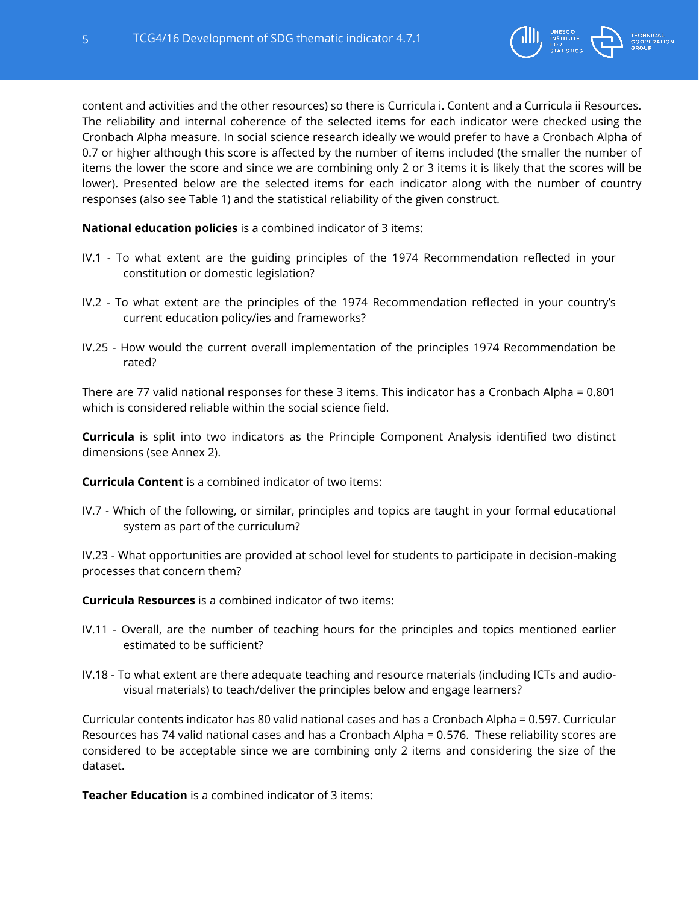content and activities and the other resources) so there is Curricula i. Content and a Curricula ii Resources. The reliability and internal coherence of the selected items for each indicator were checked using the Cronbach Alpha measure. In social science research ideally we would prefer to have a Cronbach Alpha of 0.7 or higher although this score is affected by the number of items included (the smaller the number of items the lower the score and since we are combining only 2 or 3 items it is likely that the scores will be lower). Presented below are the selected items for each indicator along with the number of country responses (also see Table 1) and the statistical reliability of the given construct.

**National education policies** is a combined indicator of 3 items:

IV.1 - To what extent are the guiding principles of the 1974 Recommendation reflected in your constitution or domestic legislation?

IV.2 - To what extent are the principles of the 1974 Recommendation reflected in your country's current education policy/ies and frameworks?

IV.25 - How would the current overall implementation of the principles 1974 Recommendation be rated?

There are 77 valid national responses for these 3 items. This indicator has a Cronbach Alpha = 0.801 which is considered reliable within the social science field.

**Curricula** is split into two indicators as the Principle Component Analysis identified two distinct dimensions (see Annex 2).

**Curricula Content** is a combined indicator of two items:

IV.7 - Which of the following, or similar, principles and topics are taught in your formal educational system as part of the curriculum?

IV.23 - What opportunities are provided at school level for students to participate in decision-making processes that concern them?

**Curricula Resources** is a combined indicator of two items:

IV.11 - Overall, are the number of teaching hours for the principles and topics mentioned earlier estimated to be sufficient?

IV.18 - To what extent are there adequate teaching and resource materials (including ICTs and audio-visual materials) to teach/deliver the principles below and engage learners?

Curricular contents indicator has 80 valid national cases and has a Cronbach Alpha = 0.597. Curricular Resources has 74 valid national cases and has a Cronbach Alpha = 0.576. These reliability scores are considered to be acceptable since we are combining only 2 items and considering the size of the dataset.

**Teacher Education** is a combined indicator of 3 items: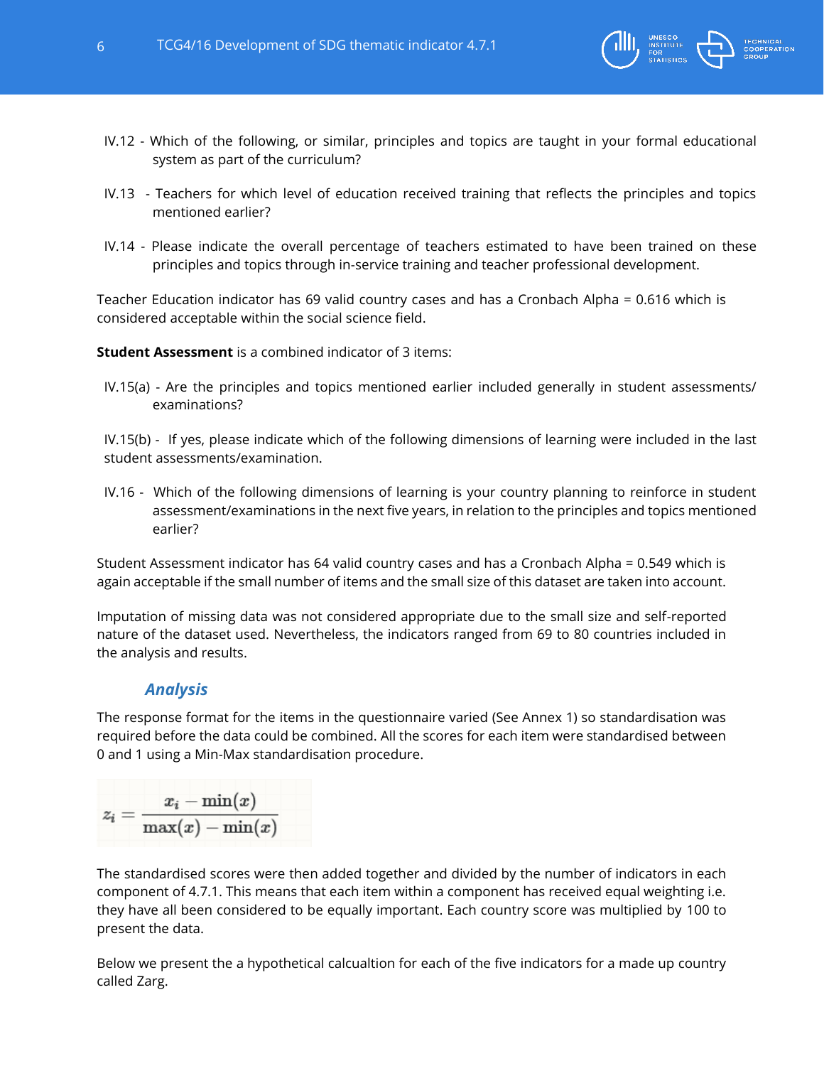IV.12 - Which of the following, or similar, principles and topics are taught in your formal educational system as part of the curriculum?

IV.13 - Teachers for which level of education received training that reflects the principles and topics mentioned earlier?

IV.14 - Please indicate the overall percentage of teachers estimated to have been trained on these principles and topics through in-service training and teacher professional development.

Teacher Education indicator has 69 valid country cases and has a Cronbach Alpha = 0.616 which is considered acceptable within the social science field.

**Student Assessment** is a combined indicator of 3 items:

IV.15(a) - Are the principles and topics mentioned earlier included generally in student assessments/ examinations?

IV.15(b) - If yes, please indicate which of the following dimensions of learning were included in the last student assessments/examination.

IV.16 - Which of the following dimensions of learning is your country planning to reinforce in student assessment/examinations in the next five years, in relation to the principles and topics mentioned earlier?

Student Assessment indicator has 64 valid country cases and has a Cronbach Alpha = 0.549 which is again acceptable if the small number of items and the small size of this dataset are taken into account.

Imputation of missing data was not considered appropriate due to the small size and self-reported nature of the dataset used. Nevertheless, the indicators ranged from 69 to 80 countries included in the analysis and results.

### *Analysis*

The response format for the items in the questionnaire varied (See Annex 1) so standardisation was required before the data could be combined. All the scores for each item were standardised between 0 and 1 using a Min-Max standardisation procedure.

$$z_i = \frac{x_i - \min(x)}{\max(x) - \min(x)}$$

The standardised scores were then added together and divided by the number of indicators in each component of 4.7.1. This means that each item within a component has received equal weighting i.e. they have all been considered to be equally important. Each country score was multiplied by 100 to present the data.

Below we present the a hypothetical calcualtion for each of the five indicators for a made up country called Zarg.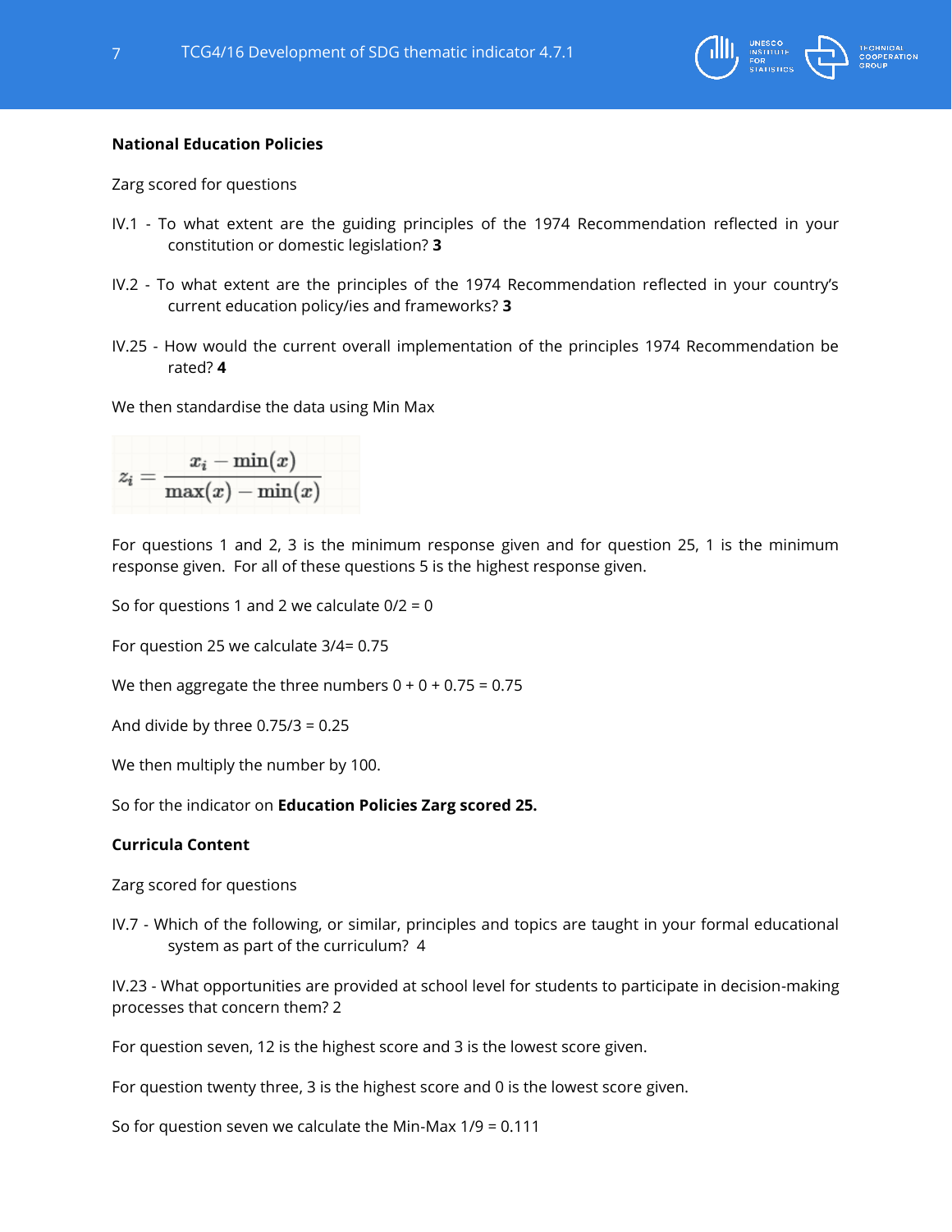**National Education Policies**

Zarg scored for questions

IV.1 - To what extent are the guiding principles of the 1974 Recommendation reflected in your constitution or domestic legislation? **3**

IV.2 - To what extent are the principles of the 1974 Recommendation reflected in your country's current education policy/ies and frameworks? **3**

IV.25 - How would the current overall implementation of the principles 1974 Recommendation be rated? **4**

We then standardise the data using Min Max

$$z_i = \frac{x_i - \min(x)}{\max(x) - \min(x)}$$

For questions 1 and 2, 3 is the minimum response given and for question 25, 1 is the minimum response given. For all of these questions 5 is the highest response given.

So for questions 1 and 2 we calculate 0/2 = 0

For question 25 we calculate 3/4= 0.75

We then aggregate the three numbers 0 + 0 + 0.75 = 0.75

And divide by three 0.75/3 = 0.25

We then multiply the number by 100.

So for the indicator on **Education Policies Zarg scored 25.**

**Curricula Content**

Zarg scored for questions

IV.7 - Which of the following, or similar, principles and topics are taught in your formal educational system as part of the curriculum? 4

IV.23 - What opportunities are provided at school level for students to participate in decision-making processes that concern them? 2

For question seven, 12 is the highest score and 3 is the lowest score given.

For question twenty three, 3 is the highest score and 0 is the lowest score given.

So for question seven we calculate the Min-Max 1/9 = 0.111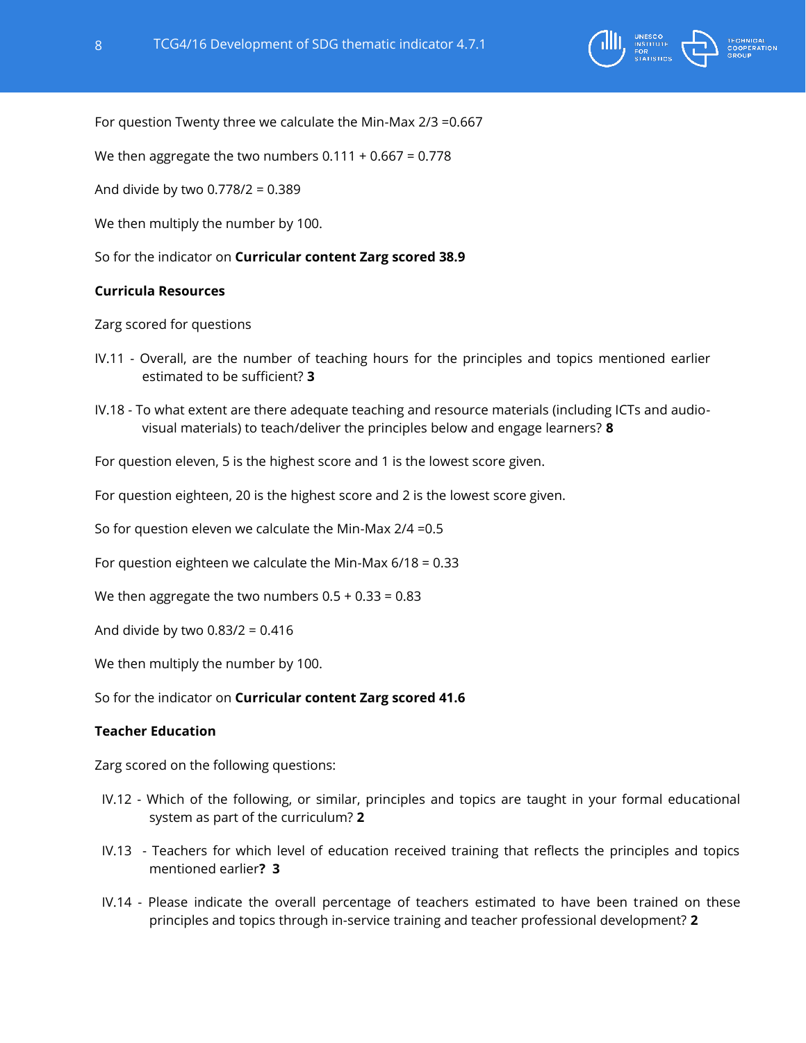For question Twenty three we calculate the Min-Max 2/3 =0.667

We then aggregate the two numbers 0.111 + 0.667 = 0.778

And divide by two 0.778/2 = 0.389

We then multiply the number by 100.

So for the indicator on **Curricular content Zarg scored 38.9**

**Curricula Resources**

Zarg scored for questions

IV.11 - Overall, are the number of teaching hours for the principles and topics mentioned earlier estimated to be sufficient? **3**

IV.18 - To what extent are there adequate teaching and resource materials (including ICTs and audio-visual materials) to teach/deliver the principles below and engage learners? **8**

For question eleven, 5 is the highest score and 1 is the lowest score given.

For question eighteen, 20 is the highest score and 2 is the lowest score given.

So for question eleven we calculate the Min-Max 2/4 =0.5

For question eighteen we calculate the Min-Max 6/18 = 0.33

We then aggregate the two numbers 0.5 + 0.33 = 0.83

And divide by two 0.83/2 = 0.416

We then multiply the number by 100.

So for the indicator on **Curricular content Zarg scored 41.6**

**Teacher Education**

Zarg scored on the following questions:

IV.12 - Which of the following, or similar, principles and topics are taught in your formal educational system as part of the curriculum? **2**

IV.13 - Teachers for which level of education received training that reflects the principles and topics mentioned earlier**? 3**

IV.14 - Please indicate the overall percentage of teachers estimated to have been trained on these principles and topics through in-service training and teacher professional development? **2**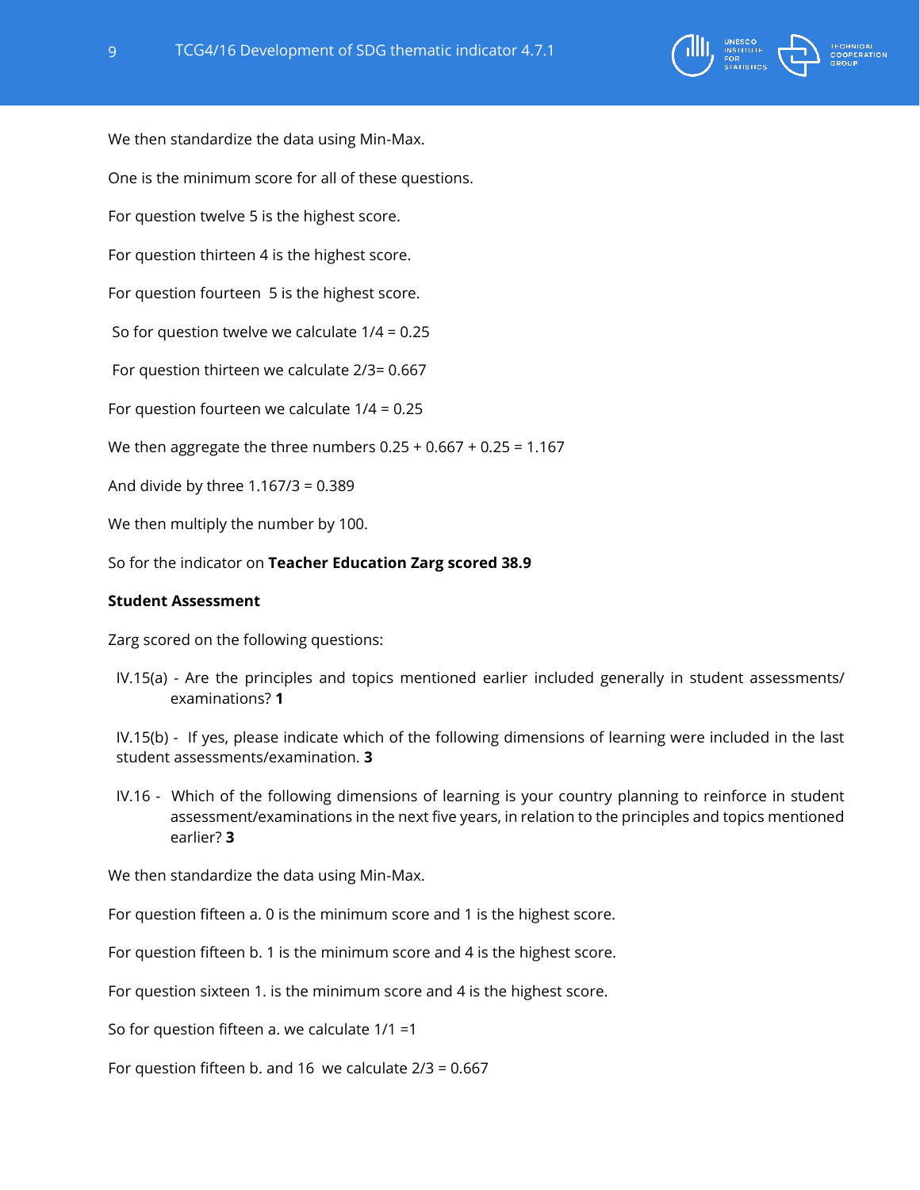We then standardize the data using Min-Max.

One is the minimum score for all of these questions.

For question twelve 5 is the highest score.

For question thirteen 4 is the highest score.

For question fourteen 5 is the highest score.

So for question twelve we calculate 1/4 = 0.25

For question thirteen we calculate 2/3= 0.667

For question fourteen we calculate 1/4 = 0.25

We then aggregate the three numbers 0.25 + 0.667 + 0.25 = 1.167

And divide by three 1.167/3 = 0.389

We then multiply the number by 100.

So for the indicator on **Teacher Education Zarg scored 38.9**

**Student Assessment**

Zarg scored on the following questions:

IV.15(a) - Are the principles and topics mentioned earlier included generally in student assessments/ examinations? **1**

IV.15(b) - If yes, please indicate which of the following dimensions of learning were included in the last student assessments/examination. **3**

IV.16 - Which of the following dimensions of learning is your country planning to reinforce in student assessment/examinations in the next five years, in relation to the principles and topics mentioned earlier? **3**

We then standardize the data using Min-Max.

For question fifteen a. 0 is the minimum score and 1 is the highest score.

For question fifteen b. 1 is the minimum score and 4 is the highest score.

For question sixteen 1. is the minimum score and 4 is the highest score.

So for question fifteen a. we calculate 1/1 =1

For question fifteen b. and 16 we calculate 2/3 = 0.667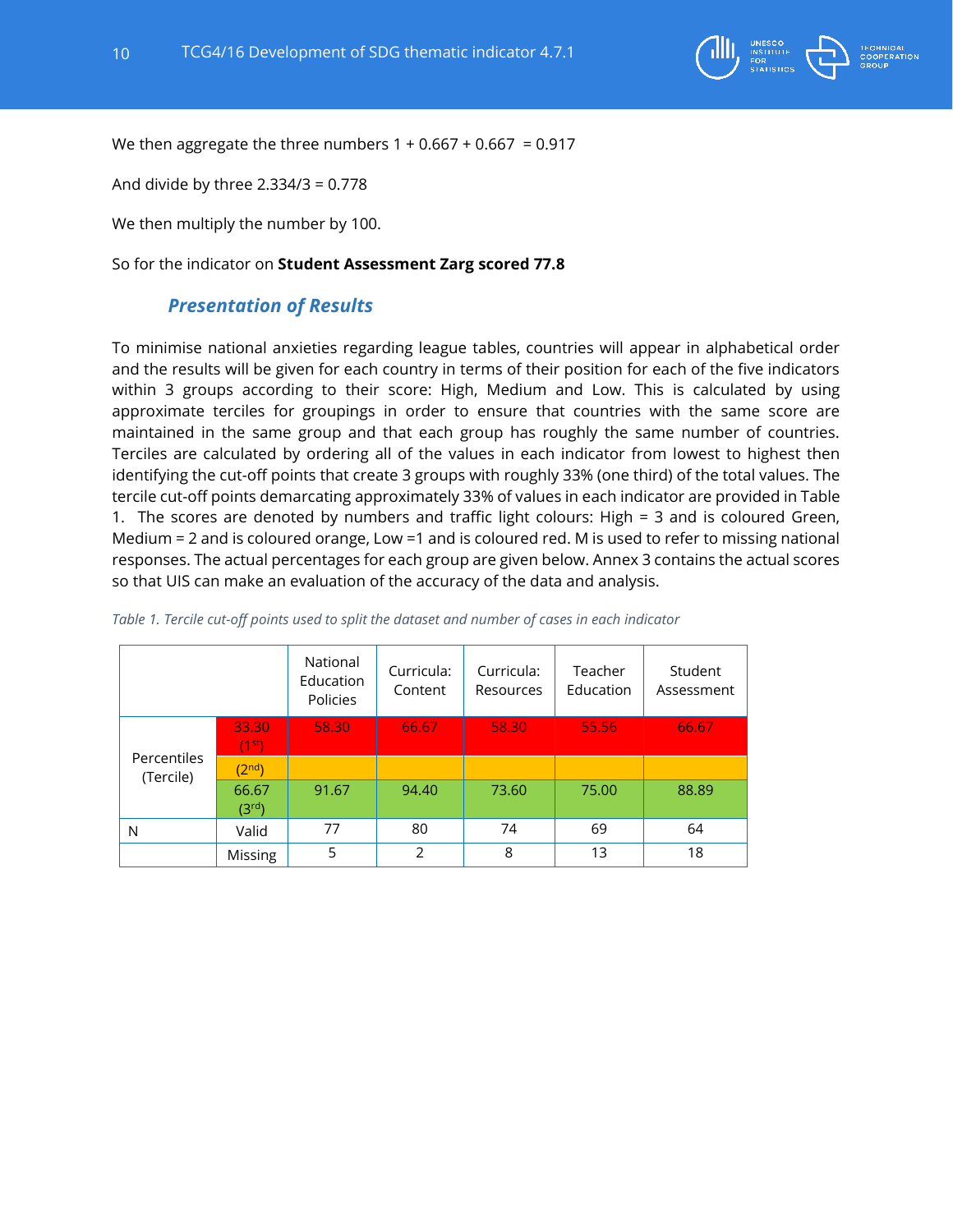We then aggregate the three numbers 1 + 0.667 + 0.667 = 0.917

And divide by three 2.334/3 = 0.778

We then multiply the number by 100.

So for the indicator on **Student Assessment Zarg scored 77.8**

### *Presentation of Results*

To minimise national anxieties regarding league tables, countries will appear in alphabetical order and the results will be given for each country in terms of their position for each of the five indicators within 3 groups according to their score: High, Medium and Low. This is calculated by using approximate terciles for groupings in order to ensure that countries with the same score are maintained in the same group and that each group has roughly the same number of countries. Terciles are calculated by ordering all of the values in each indicator from lowest to highest then identifying the cut-off points that create 3 groups with roughly 33% (one third) of the total values. The tercile cut-off points demarcating approximately 33% of values in each indicator are provided in Table 1. The scores are denoted by numbers and traffic light colours: High = 3 and is coloured Green, Medium = 2 and is coloured orange, Low =1 and is coloured red. M is used to refer to missing national responses. The actual percentages for each group are given below. Annex 3 contains the actual scores so that UIS can make an evaluation of the accuracy of the data and analysis.

*Table 1. Tercile cut-off points used to split the dataset and number of cases in each indicator*

| | | National Education Policies | Curricula: Content | Curricula: Resources | Teacher Education | Student Assessment |
|---|---|---|---|---|---|---|
| Percentiles (Tercile) | 33.30 (1st) | 58.30 | 66.67 | 58.30 | 55.56 | 66.67 |
| | (2nd) | | | | | |
| | 66.67 (3rd) | 91.67 | 94.40 | 73.60 | 75.00 | 88.89 |
| N | Valid | 77 | 80 | 74 | 69 | 64 |
| | Missing | 5 | 2 | 8 | 13 | 18 |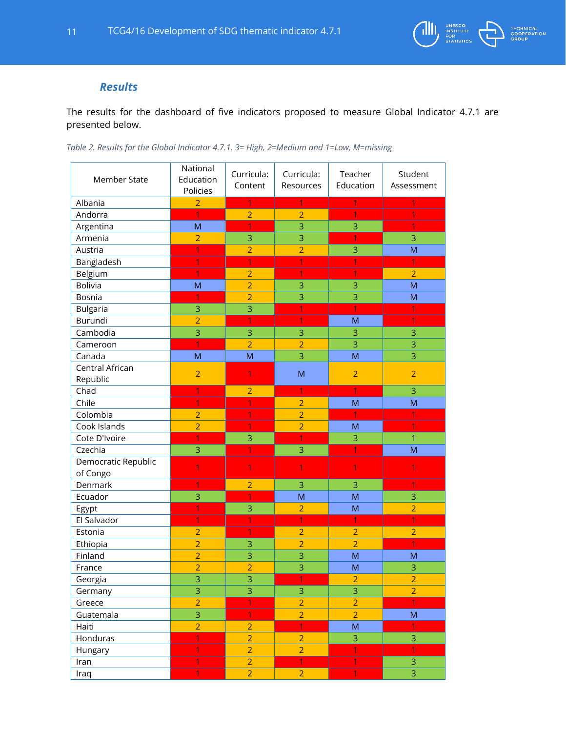### *Results*

The results for the dashboard of five indicators proposed to measure Global Indicator 4.7.1 are presented below.

*Table 2. Results for the Global Indicator 4.7.1. 3= High, 2=Medium and 1=Low, M=missing*

| Member State | National Education Policies | Curricula: Content | Curricula: Resources | Teacher Education | Student Assessment |
|---|---|---|---|---|---|
| Albania | 2 | 1 | 1 | 1 | 1 |
| Andorra | 1 | 2 | 2 | 1 | 1 |
| Argentina | M | 1 | 3 | 3 | 1 |
| Armenia | 2 | 3 | 3 | 1 | 3 |
| Austria | 1 | 2 | 2 | 3 | M |
| Bangladesh | 1 | 1 | 1 | 1 | 1 |
| Belgium | 1 | 2 | 1 | 1 | 2 |
| Bolivia | M | 2 | 3 | 3 | M |
| Bosnia | 1 | 2 | 3 | 3 | M |
| Bulgaria | 3 | 3 | 1 | 1 | 1 |
| Burundi | 2 | 1 | 1 | M | 1 |
| Cambodia | 3 | 3 | 3 | 3 | 3 |
| Cameroon | 1 | 2 | 2 | 3 | 3 |
| Canada | M | M | 3 | M | 3 |
| Central African Republic | 2 | 1 | M | 2 | 2 |
| Chad | 1 | 2 | 1 | 1 | 3 |
| Chile | 1 | 1 | 2 | M | M |
| Colombia | 2 | 1 | 2 | 1 | 1 |
| Cook Islands | 2 | 1 | 2 | M | 1 |
| Cote D'Ivoire | 1 | 3 | 1 | 3 | 1 |
| Czechia | 3 | 1 | 3 | 1 | M |
| Democratic Republic of Congo | 1 | 1 | 1 | 1 | 1 |
| Denmark | 1 | 2 | 3 | 3 | 1 |
| Ecuador | 3 | 1 | M | M | 3 |
| Egypt | 1 | 3 | 2 | M | 2 |
| El Salvador | 1 | 1 | 1 | 1 | 1 |
| Estonia | 2 | 1 | 2 | 2 | 2 |
| Ethiopia | 2 | 3 | 2 | 2 | 1 |
| Finland | 2 | 3 | 3 | M | M |
| France | 2 | 2 | 3 | M | 3 |
| Georgia | 3 | 3 | 1 | 2 | 2 |
| Germany | 3 | 3 | 3 | 3 | 2 |
| Greece | 2 | 1 | 2 | 2 | 1 |
| Guatemala | 3 | 1 | 2 | 2 | M |
| Haiti | 2 | 2 | 1 | M | 1 |
| Honduras | 1 | 2 | 2 | 3 | 3 |
| Hungary | 1 | 2 | 2 | 1 | 1 |
| Iran | 1 | 2 | 1 | 1 | 3 |
| Iraq | 1 | 2 | 2 | 1 | 3 |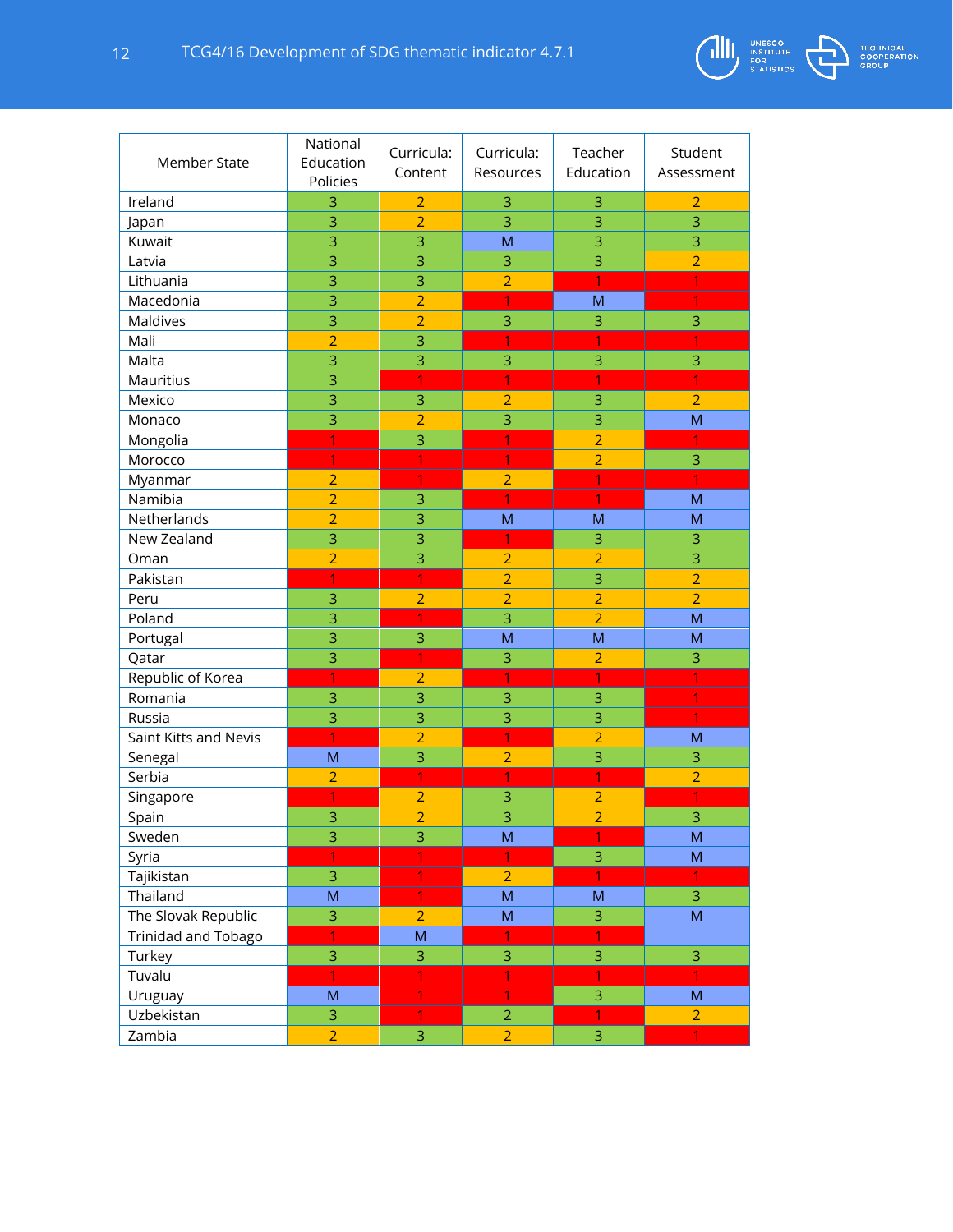| Member State | National Education Policies | Curricula: Content | Curricula: Resources | Teacher Education | Student Assessment |
|---|---|---|---|---|---|
| Ireland | 3 | 2 | 3 | 3 | 2 |
| Japan | 3 | 2 | 3 | 3 | 3 |
| Kuwait | 3 | 3 | M | 3 | 3 |
| Latvia | 3 | 3 | 3 | 3 | 2 |
| Lithuania | 3 | 3 | 2 | 1 | 1 |
| Macedonia | 3 | 2 | 1 | M | 1 |
| Maldives | 3 | 2 | 3 | 3 | 3 |
| Mali | 2 | 3 | 1 | 1 | 1 |
| Malta | 3 | 3 | 3 | 3 | 3 |
| Mauritius | 3 | 1 | 1 | 1 | 1 |
| Mexico | 3 | 3 | 2 | 3 | 2 |
| Monaco | 3 | 2 | 3 | 3 | M |
| Mongolia | 1 | 3 | 1 | 2 | 1 |
| Morocco | 1 | 1 | 1 | 2 | 3 |
| Myanmar | 2 | 1 | 2 | 1 | 1 |
| Namibia | 2 | 3 | 1 | 1 | M |
| Netherlands | 2 | 3 | M | M | M |
| New Zealand | 3 | 3 | 1 | 3 | 3 |
| Oman | 2 | 3 | 2 | 2 | 3 |
| Pakistan | 1 | 1 | 2 | 3 | 2 |
| Peru | 3 | 2 | 2 | 2 | 2 |
| Poland | 3 | 1 | 3 | 2 | M |
| Portugal | 3 | 3 | M | M | M |
| Qatar | 3 | 1 | 3 | 2 | 3 |
| Republic of Korea | 1 | 2 | 1 | 1 | 1 |
| Romania | 3 | 3 | 3 | 3 | 1 |
| Russia | 3 | 3 | 3 | 3 | 1 |
| Saint Kitts and Nevis | 1 | 2 | 1 | 2 | M |
| Senegal | M | 3 | 2 | 3 | 3 |
| Serbia | 2 | 1 | 1 | 1 | 2 |
| Singapore | 1 | 2 | 3 | 2 | 1 |
| Spain | 3 | 2 | 3 | 2 | 3 |
| Sweden | 3 | 3 | M | 1 | M |
| Syria | 1 | 1 | 1 | 3 | M |
| Tajikistan | 3 | 1 | 2 | 1 | 1 |
| Thailand | M | 1 | M | M | 3 |
| The Slovak Republic | 3 | 2 | M | 3 | M |
| Trinidad and Tobago | 1 | M | 1 | 1 | |
| Turkey | 3 | 3 | 3 | 3 | 3 |
| Tuvalu | 1 | 1 | 1 | 1 | 1 |
| Uruguay | M | 1 | 1 | 3 | M |
| Uzbekistan | 3 | 1 | 2 | 1 | 2 |
| Zambia | 2 | 3 | 2 | 3 | 1 |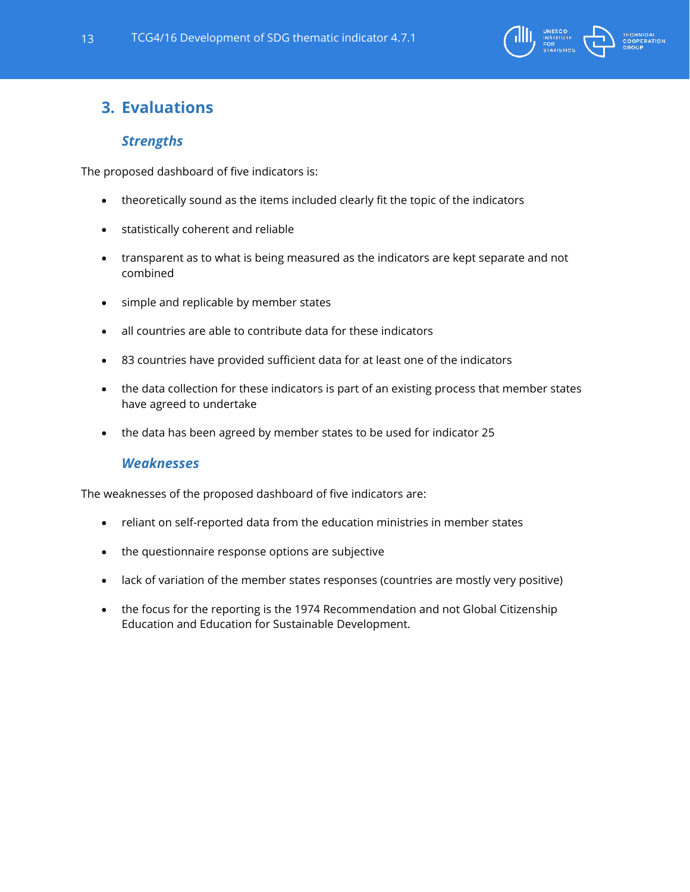## 3. Evaluations

### *Strengths*

The proposed dashboard of five indicators is:

- theoretically sound as the items included clearly fit the topic of the indicators
- statistically coherent and reliable
- transparent as to what is being measured as the indicators are kept separate and not combined
- simple and replicable by member states
- all countries are able to contribute data for these indicators
- 83 countries have provided sufficient data for at least one of the indicators
- the data collection for these indicators is part of an existing process that member states have agreed to undertake
- the data has been agreed by member states to be used for indicator 25

### *Weaknesses*

The weaknesses of the proposed dashboard of five indicators are:

- reliant on self-reported data from the education ministries in member states
- the questionnaire response options are subjective
- lack of variation of the member states responses (countries are mostly very positive)
- the focus for the reporting is the 1974 Recommendation and not Global Citizenship Education and Education for Sustainable Development.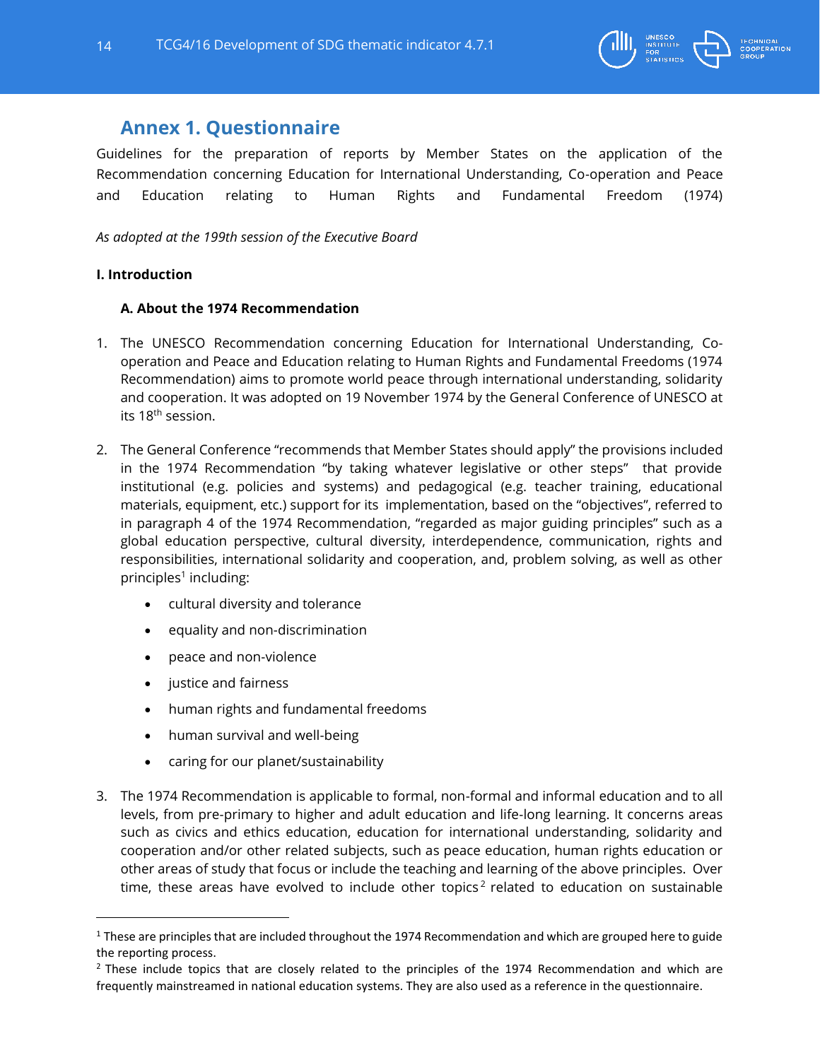## Annex 1. Questionnaire

Guidelines for the preparation of reports by Member States on the application of the Recommendation concerning Education for International Understanding, Co-operation and Peace and Education relating to Human Rights and Fundamental Freedom (1974)

*As adopted at the 199th session of the Executive Board*

**I. Introduction**

**A. About the 1974 Recommendation**

1. The UNESCO Recommendation concerning Education for International Understanding, Co-operation and Peace and Education relating to Human Rights and Fundamental Freedoms (1974 Recommendation) aims to promote world peace through international understanding, solidarity and cooperation. It was adopted on 19 November 1974 by the General Conference of UNESCO at its 18th session.

2. The General Conference "recommends that Member States should apply" the provisions included in the 1974 Recommendation "by taking whatever legislative or other steps" that provide institutional (e.g. policies and systems) and pedagogical (e.g. teacher training, educational materials, equipment, etc.) support for its implementation, based on the "objectives", referred to in paragraph 4 of the 1974 Recommendation, "regarded as major guiding principles" such as a global education perspective, cultural diversity, interdependence, communication, rights and responsibilities, international solidarity and cooperation, and, problem solving, as well as other principles[1] including:
   - cultural diversity and tolerance
   - equality and non-discrimination
   - peace and non-violence
   - justice and fairness
   - human rights and fundamental freedoms
   - human survival and well-being
   - caring for our planet/sustainability

3. The 1974 Recommendation is applicable to formal, non-formal and informal education and to all levels, from pre-primary to higher and adult education and life-long learning. It concerns areas such as civics and ethics education, education for international understanding, solidarity and cooperation and/or other related subjects, such as peace education, human rights education or other areas of study that focus or include the teaching and learning of the above principles. Over time, these areas have evolved to include other topics[2] related to education on sustainable

---

[1] These are principles that are included throughout the 1974 Recommendation and which are grouped here to guide the reporting process.

[2] These include topics that are closely related to the principles of the 1974 Recommendation and which are frequently mainstreamed in national education systems. They are also used as a reference in the questionnaire.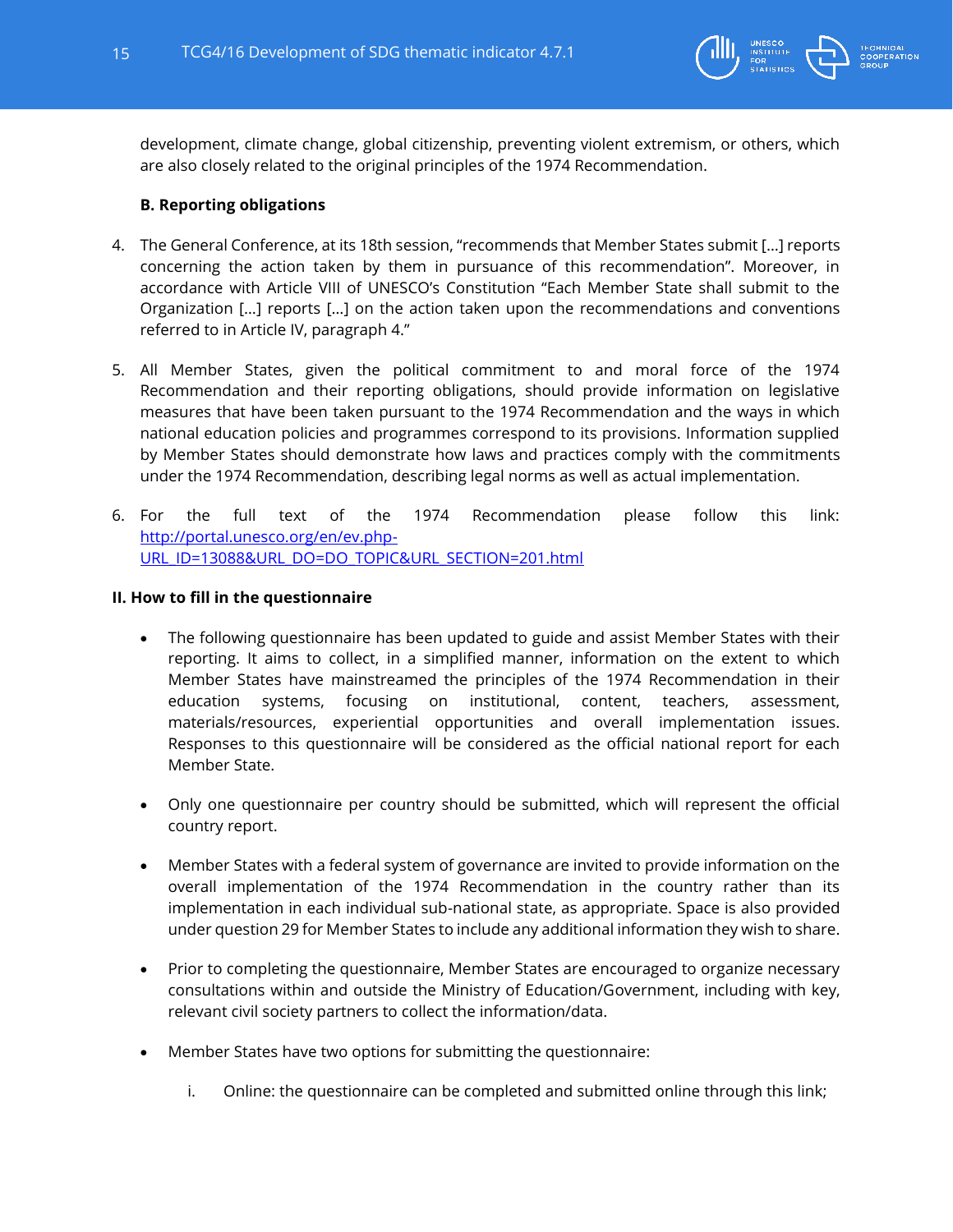development, climate change, global citizenship, preventing violent extremism, or others, which are also closely related to the original principles of the 1974 Recommendation.

### B. Reporting obligations

4. The General Conference, at its 18th session, "recommends that Member States submit [...] reports concerning the action taken by them in pursuance of this recommendation". Moreover, in accordance with Article VIII of UNESCO's Constitution "Each Member State shall submit to the Organization [...] reports [...] on the action taken upon the recommendations and conventions referred to in Article IV, paragraph 4."

5. All Member States, given the political commitment to and moral force of the 1974 Recommendation and their reporting obligations, should provide information on legislative measures that have been taken pursuant to the 1974 Recommendation and the ways in which national education policies and programmes correspond to its provisions. Information supplied by Member States should demonstrate how laws and practices comply with the commitments under the 1974 Recommendation, describing legal norms as well as actual implementation.

6. For the full text of the 1974 Recommendation please follow this link: [http://portal.unesco.org/en/ev.php-URL_ID=13088&URL_DO=DO_TOPIC&URL_SECTION=201.html](http://portal.unesco.org/en/ev.php-URL_ID=13088&URL_DO=DO_TOPIC&URL_SECTION=201.html)

## II. How to fill in the questionnaire

- The following questionnaire has been updated to guide and assist Member States with their reporting. It aims to collect, in a simplified manner, information on the extent to which Member States have mainstreamed the principles of the 1974 Recommendation in their education systems, focusing on institutional, content, teachers, assessment, materials/resources, experiential opportunities and overall implementation issues. Responses to this questionnaire will be considered as the official national report for each Member State.

- Only one questionnaire per country should be submitted, which will represent the official country report.

- Member States with a federal system of governance are invited to provide information on the overall implementation of the 1974 Recommendation in the country rather than its implementation in each individual sub-national state, as appropriate. Space is also provided under question 29 for Member States to include any additional information they wish to share.

- Prior to completing the questionnaire, Member States are encouraged to organize necessary consultations within and outside the Ministry of Education/Government, including with key, relevant civil society partners to collect the information/data.

- Member States have two options for submitting the questionnaire:

    i. Online: the questionnaire can be completed and submitted online through this link;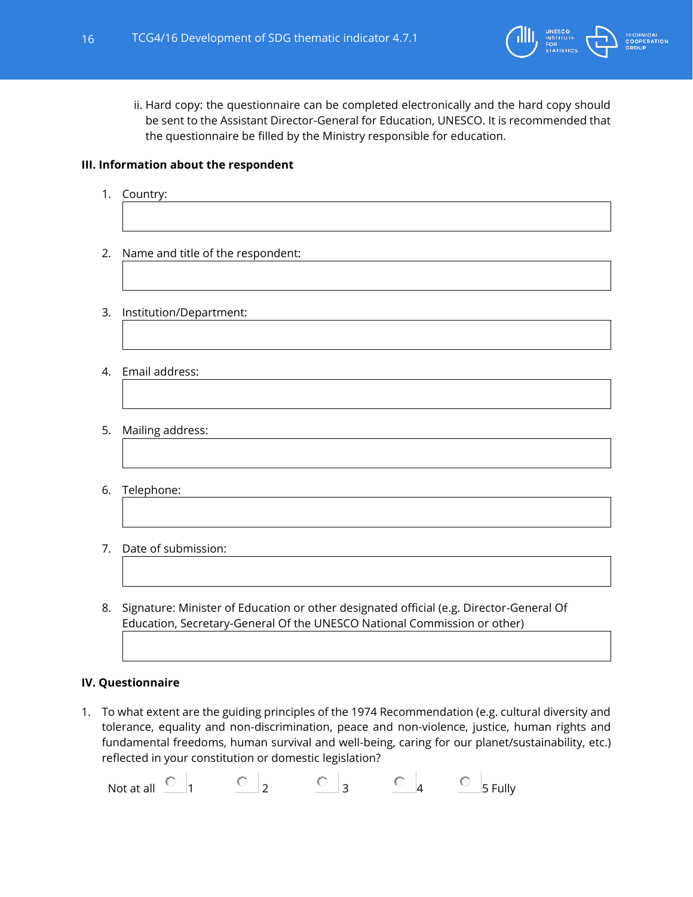ii. Hard copy: the questionnaire can be completed electronically and the hard copy should be sent to the Assistant Director-General for Education, UNESCO. It is recommended that the questionnaire be filled by the Ministry responsible for education.

### III. Information about the respondent

1. Country:

2. Name and title of the respondent:

3. Institution/Department:

4. Email address:

5. Mailing address:

6. Telephone:

7. Date of submission:

8. Signature: Minister of Education or other designated official (e.g. Director-General Of Education, Secretary-General Of the UNESCO National Commission or other)

### IV. Questionnaire

1. To what extent are the guiding principles of the 1974 Recommendation (e.g. cultural diversity and tolerance, equality and non-discrimination, peace and non-violence, justice, human rights and fundamental freedoms, human survival and well-being, caring for our planet/sustainability, etc.) reflected in your constitution or domestic legislation?

Not at all ○ 1 ○ 2 ○ 3 ○ 4 ○ 5 Fully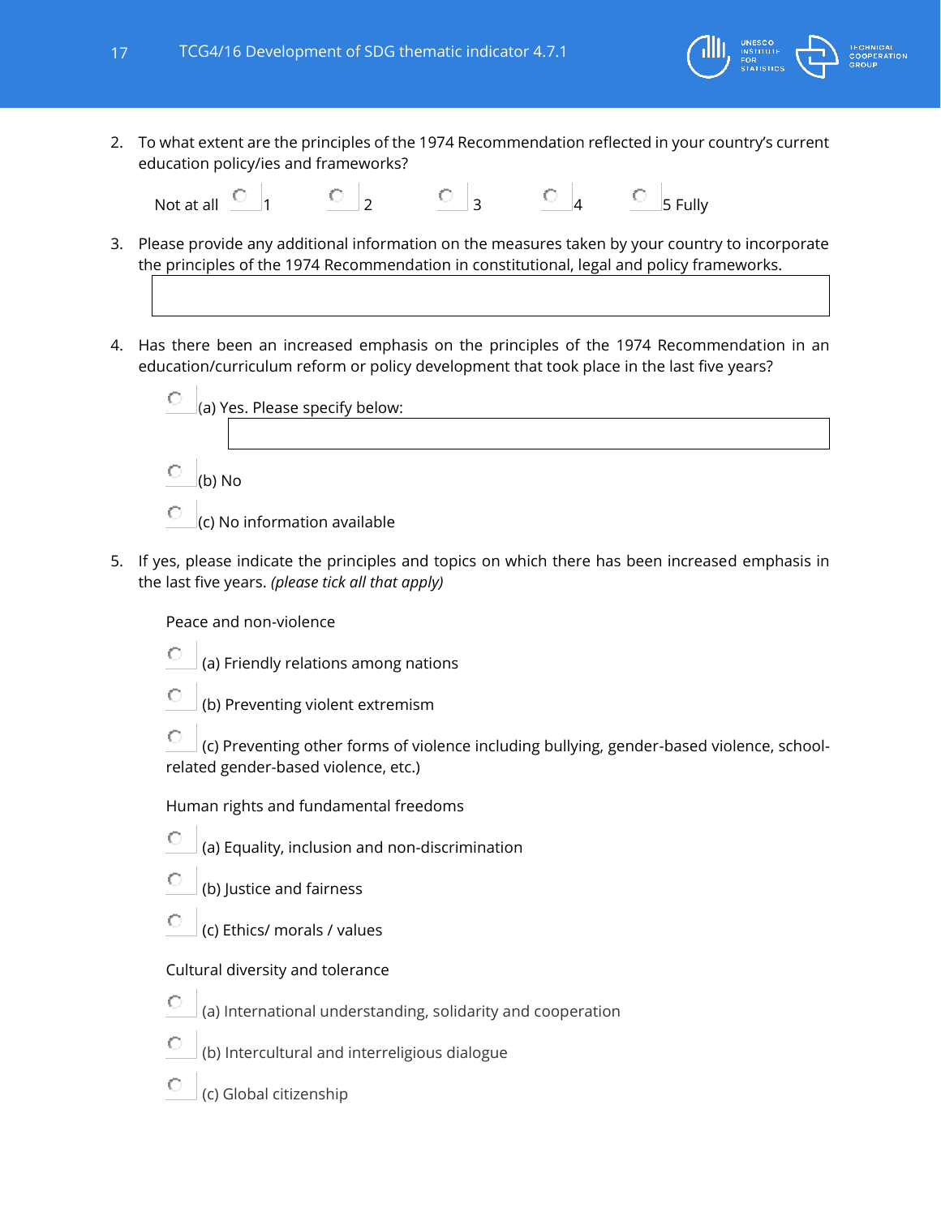2. To what extent are the principles of the 1974 Recommendation reflected in your country's current education policy/ies and frameworks?

   Not at all ○ 1 ○ 2 ○ 3 ○ 4 ○ 5 Fully

3. Please provide any additional information on the measures taken by your country to incorporate the principles of the 1974 Recommendation in constitutional, legal and policy frameworks.

   | |
   |---|
   | |

4. Has there been an increased emphasis on the principles of the 1974 Recommendation in an education/curriculum reform or policy development that took place in the last five years?

   ○ (a) Yes. Please specify below:

   | |
   |---|
   | |

   ○ (b) No

   ○ (c) No information available

5. If yes, please indicate the principles and topics on which there has been increased emphasis in the last five years. *(please tick all that apply)*

   Peace and non-violence

   ○ (a) Friendly relations among nations

   ○ (b) Preventing violent extremism

   ○ (c) Preventing other forms of violence including bullying, gender-based violence, school-related gender-based violence, etc.)

   Human rights and fundamental freedoms

   ○ (a) Equality, inclusion and non-discrimination

   ○ (b) Justice and fairness

   ○ (c) Ethics/ morals / values

   Cultural diversity and tolerance

   ○ (a) International understanding, solidarity and cooperation

   ○ (b) Intercultural and interreligious dialogue

   ○ (c) Global citizenship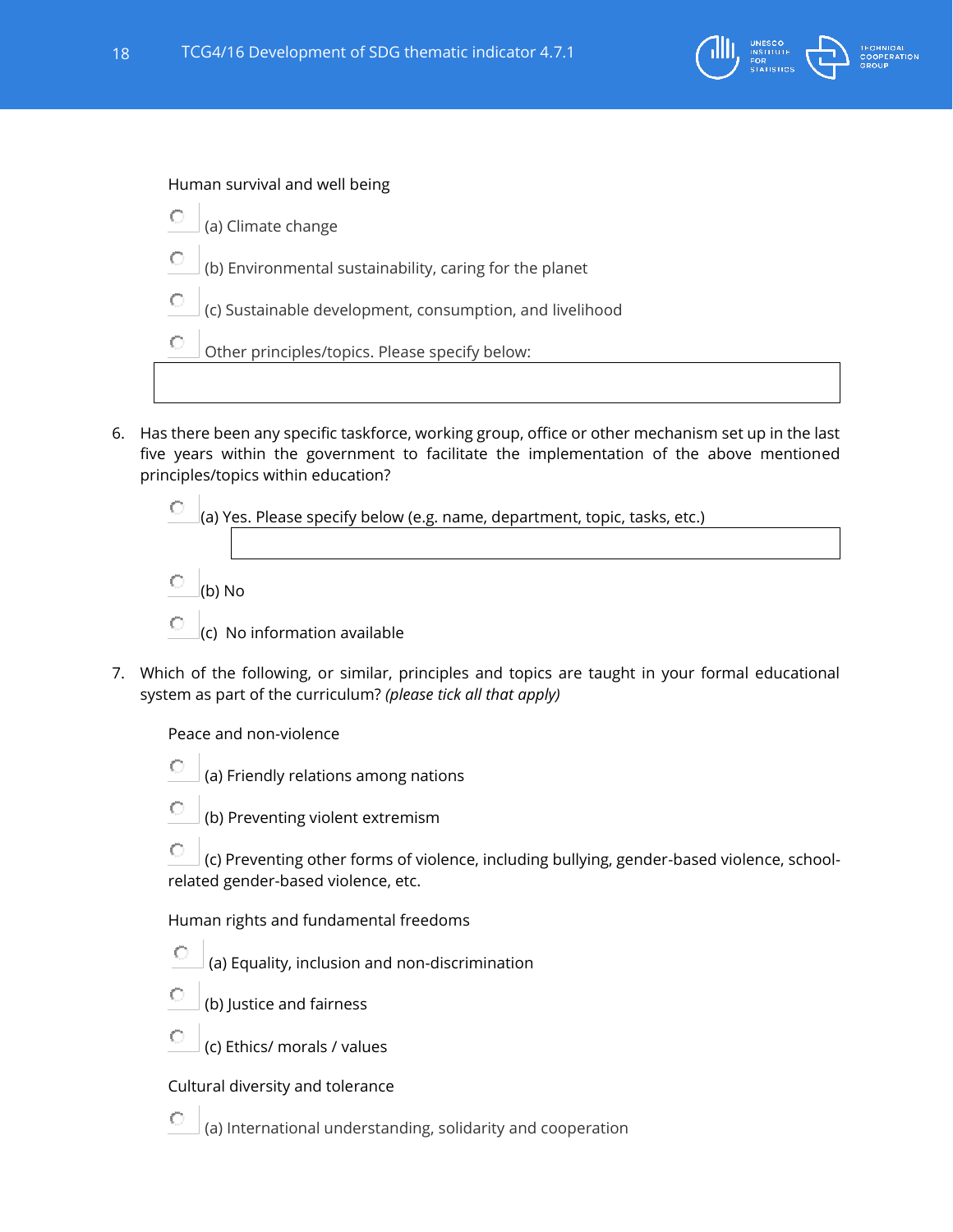Human survival and well being

- ○ (a) Climate change
- ○ (b) Environmental sustainability, caring for the planet
- ○ (c) Sustainable development, consumption, and livelihood
- ○ Other principles/topics. Please specify below:

| |
|---|
| |

6. Has there been any specific taskforce, working group, office or other mechanism set up in the last five years within the government to facilitate the implementation of the above mentioned principles/topics within education?

   - ○ (a) Yes. Please specify below (e.g. name, department, topic, tasks, etc.)

     | |
     |---|
     | |

   - ○ (b) No
   - ○ (c) No information available

7. Which of the following, or similar, principles and topics are taught in your formal educational system as part of the curriculum? *(please tick all that apply)*

   Peace and non-violence

   - ○ (a) Friendly relations among nations
   - ○ (b) Preventing violent extremism
   - ○ (c) Preventing other forms of violence, including bullying, gender-based violence, school-related gender-based violence, etc.

   Human rights and fundamental freedoms

   - ○ (a) Equality, inclusion and non-discrimination
   - ○ (b) Justice and fairness
   - ○ (c) Ethics/ morals / values

   Cultural diversity and tolerance

   - ○ (a) International understanding, solidarity and cooperation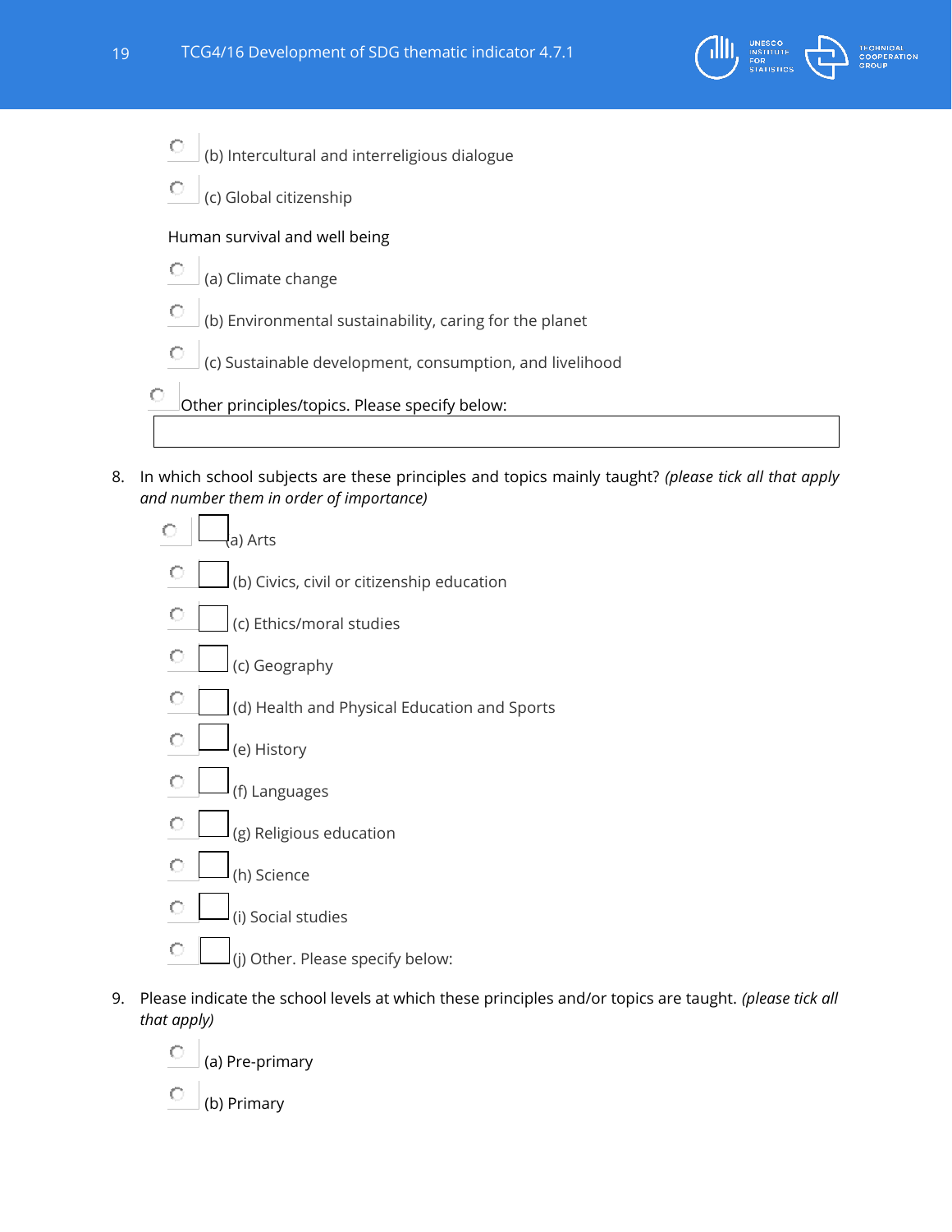- ○ (b) Intercultural and interreligious dialogue
- ○ (c) Global citizenship

Human survival and well being

- ○ (a) Climate change
- ○ (b) Environmental sustainability, caring for the planet
- ○ (c) Sustainable development, consumption, and livelihood

○ Other principles/topics. Please specify below:

_______________________________________________

8. In which school subjects are these principles and topics mainly taught? *(please tick all that apply and number them in order of importance)*

   - ○ ☐ (a) Arts
   - ○ ☐ (b) Civics, civil or citizenship education
   - ○ ☐ (c) Ethics/moral studies
   - ○ ☐ (c) Geography
   - ○ ☐ (d) Health and Physical Education and Sports
   - ○ ☐ (e) History
   - ○ ☐ (f) Languages
   - ○ ☐ (g) Religious education
   - ○ ☐ (h) Science
   - ○ ☐ (i) Social studies
   - ○ ☐ (j) Other. Please specify below:

9. Please indicate the school levels at which these principles and/or topics are taught. *(please tick all that apply)*

   - ○ (a) Pre-primary
   - ○ (b) Primary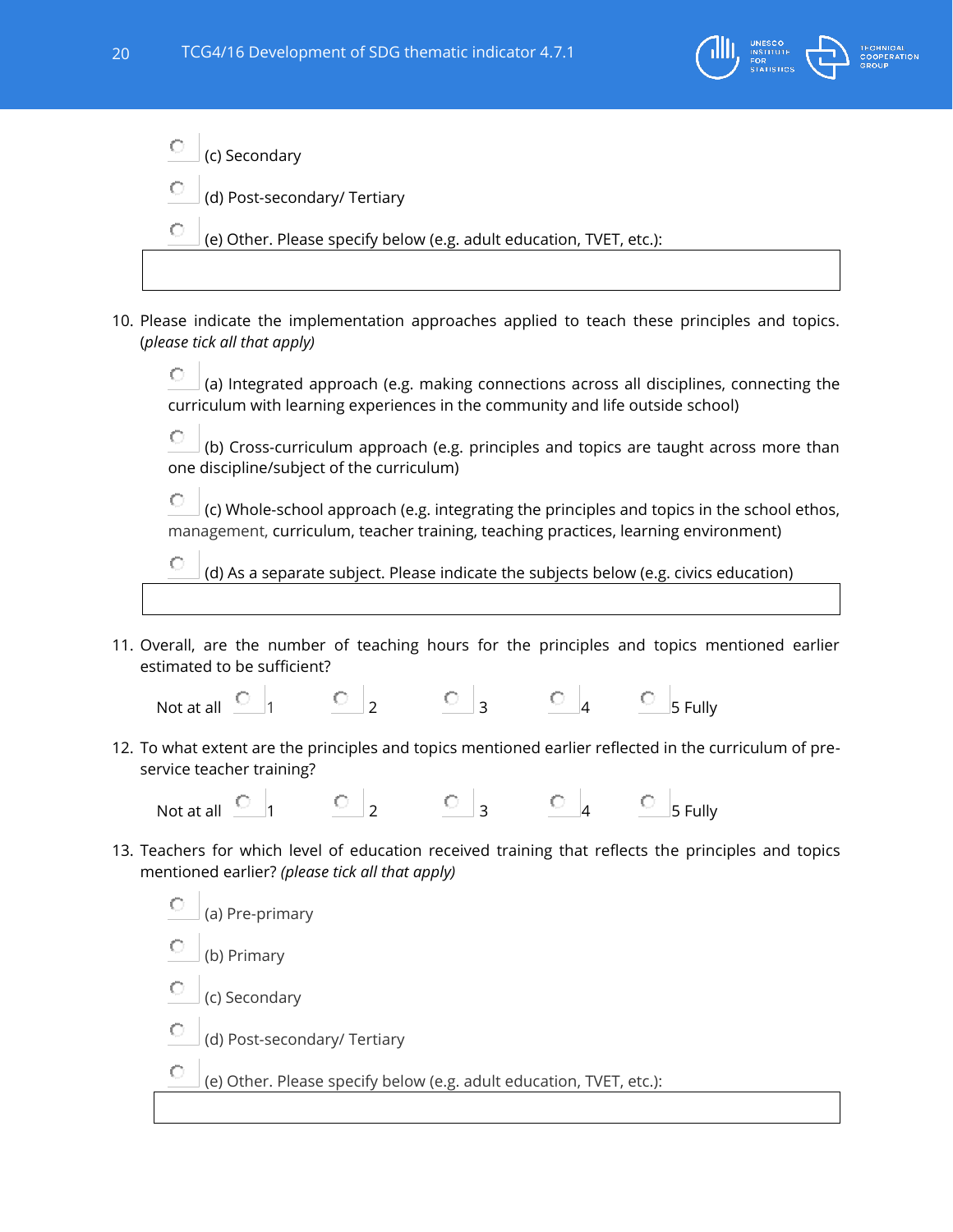- (c) Secondary
- (d) Post-secondary/ Tertiary
- (e) Other. Please specify below (e.g. adult education, TVET, etc.):

10. Please indicate the implementation approaches applied to teach these principles and topics. (*please tick all that apply)*

    - (a) Integrated approach (e.g. making connections across all disciplines, connecting the curriculum with learning experiences in the community and life outside school)
    - (b) Cross-curriculum approach (e.g. principles and topics are taught across more than one discipline/subject of the curriculum)
    - (c) Whole-school approach (e.g. integrating the principles and topics in the school ethos, management, curriculum, teacher training, teaching practices, learning environment)
    - (d) As a separate subject. Please indicate the subjects below (e.g. civics education)

11. Overall, are the number of teaching hours for the principles and topics mentioned earlier estimated to be sufficient?

    Not at all 1 2 3 4 5 Fully

12. To what extent are the principles and topics mentioned earlier reflected in the curriculum of pre-service teacher training?

    Not at all 1 2 3 4 5 Fully

13. Teachers for which level of education received training that reflects the principles and topics mentioned earlier? *(please tick all that apply)*

    - (a) Pre-primary
    - (b) Primary
    - (c) Secondary
    - (d) Post-secondary/ Tertiary
    - (e) Other. Please specify below (e.g. adult education, TVET, etc.):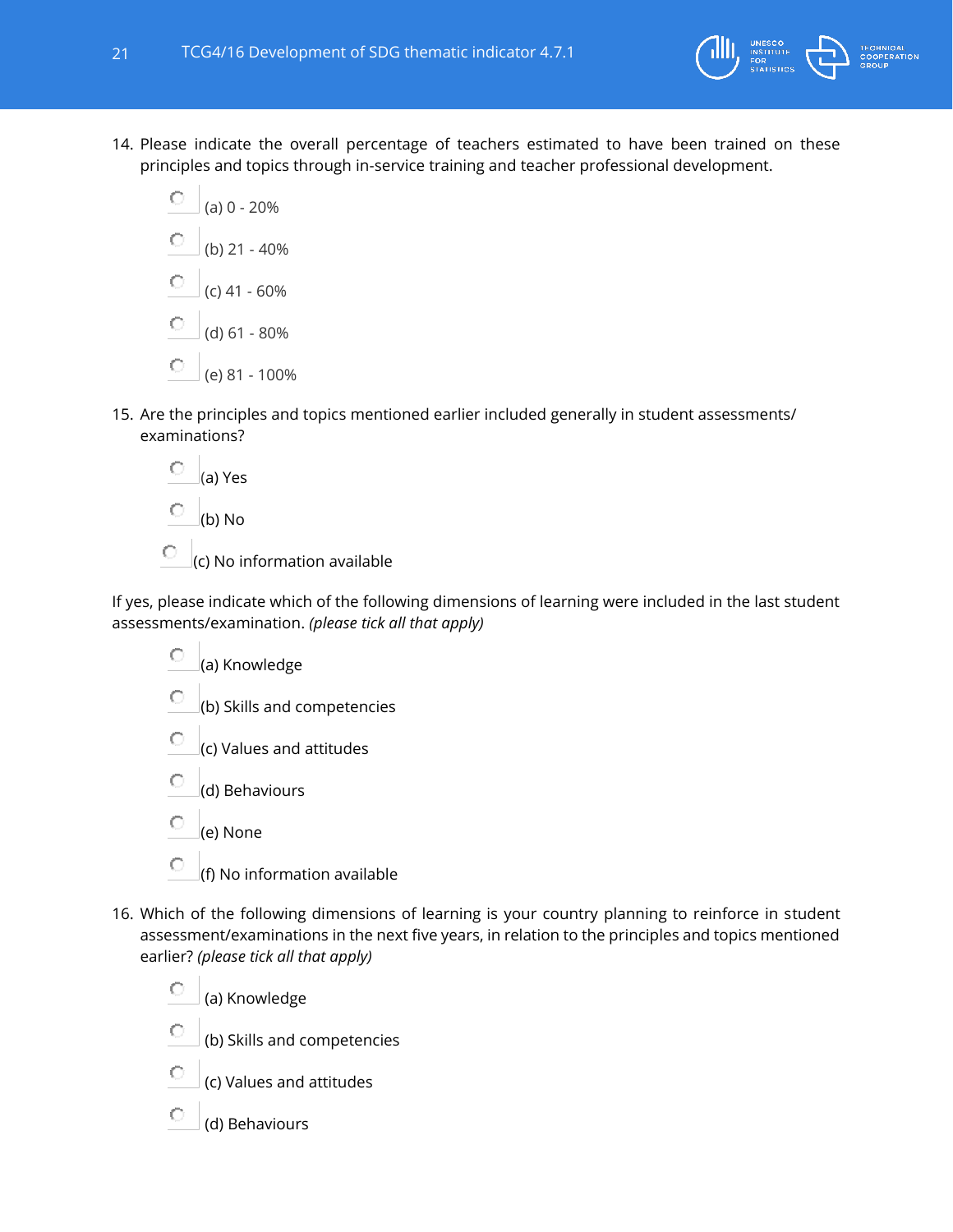14. Please indicate the overall percentage of teachers estimated to have been trained on these principles and topics through in-service training and teacher professional development.

   - (a) 0 - 20%
   - (b) 21 - 40%
   - (c) 41 - 60%
   - (d) 61 - 80%
   - (e) 81 - 100%

15. Are the principles and topics mentioned earlier included generally in student assessments/ examinations?

   - (a) Yes
   - (b) No
   - (c) No information available

If yes, please indicate which of the following dimensions of learning were included in the last student assessments/examination. *(please tick all that apply)*

   - (a) Knowledge
   - (b) Skills and competencies
   - (c) Values and attitudes
   - (d) Behaviours
   - (e) None
   - (f) No information available

16. Which of the following dimensions of learning is your country planning to reinforce in student assessment/examinations in the next five years, in relation to the principles and topics mentioned earlier? *(please tick all that apply)*

   - (a) Knowledge
   - (b) Skills and competencies
   - (c) Values and attitudes
   - (d) Behaviours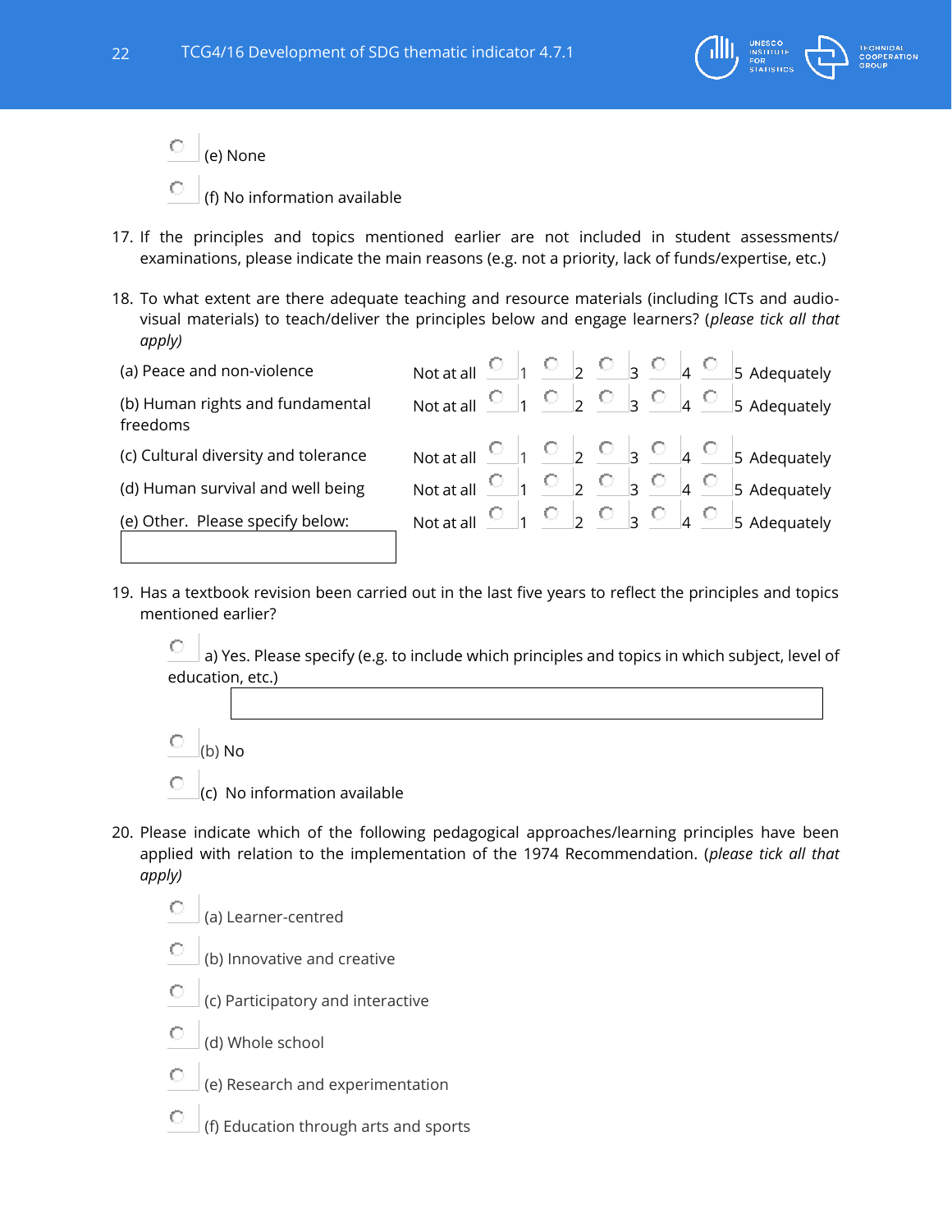○ (e) None

○ (f) No information available

17. If the principles and topics mentioned earlier are not included in student assessments/ examinations, please indicate the main reasons (e.g. not a priority, lack of funds/expertise, etc.)

18. To what extent are there adequate teaching and resource materials (including ICTs and audio-visual materials) to teach/deliver the principles below and engage learners? (*please tick all that apply)*

| | | | | | | |
|---|---|---|---|---|---|---|
| (a) Peace and non-violence | Not at all | ○ 1 | ○ 2 | ○ 3 | ○ 4 | ○ 5 Adequately |
| (b) Human rights and fundamental freedoms | Not at all | ○ 1 | ○ 2 | ○ 3 | ○ 4 | ○ 5 Adequately |
| (c) Cultural diversity and tolerance | Not at all | ○ 1 | ○ 2 | ○ 3 | ○ 4 | ○ 5 Adequately |
| (d) Human survival and well being | Not at all | ○ 1 | ○ 2 | ○ 3 | ○ 4 | ○ 5 Adequately |
| (e) Other. Please specify below: | Not at all | ○ 1 | ○ 2 | ○ 3 | ○ 4 | ○ 5 Adequately |

19. Has a textbook revision been carried out in the last five years to reflect the principles and topics mentioned earlier?

○ a) Yes. Please specify (e.g. to include which principles and topics in which subject, level of education, etc.)

○ (b) No

○ (c) No information available

20. Please indicate which of the following pedagogical approaches/learning principles have been applied with relation to the implementation of the 1974 Recommendation. (*please tick all that apply)*

○ (a) Learner-centred

○ (b) Innovative and creative

○ (c) Participatory and interactive

○ (d) Whole school

○ (e) Research and experimentation

○ (f) Education through arts and sports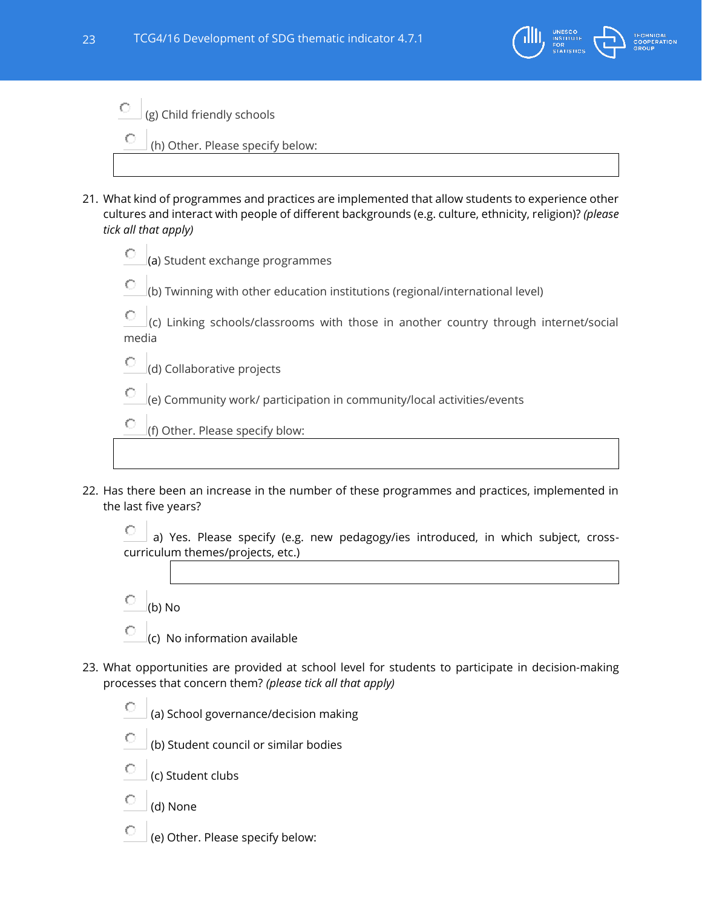- (g) Child friendly schools
- (h) Other. Please specify below:

21. What kind of programmes and practices are implemented that allow students to experience other cultures and interact with people of different backgrounds (e.g. culture, ethnicity, religion)? *(please tick all that apply)*

    - (a) Student exchange programmes
    - (b) Twinning with other education institutions (regional/international level)
    - (c) Linking schools/classrooms with those in another country through internet/social media
    - (d) Collaborative projects
    - (e) Community work/ participation in community/local activities/events
    - (f) Other. Please specify blow:

22. Has there been an increase in the number of these programmes and practices, implemented in the last five years?

    - a) Yes. Please specify (e.g. new pedagogy/ies introduced, in which subject, cross-curriculum themes/projects, etc.)
    - (b) No
    - (c) No information available

23. What opportunities are provided at school level for students to participate in decision-making processes that concern them? *(please tick all that apply)*

    - (a) School governance/decision making
    - (b) Student council or similar bodies
    - (c) Student clubs
    - (d) None
    - (e) Other. Please specify below: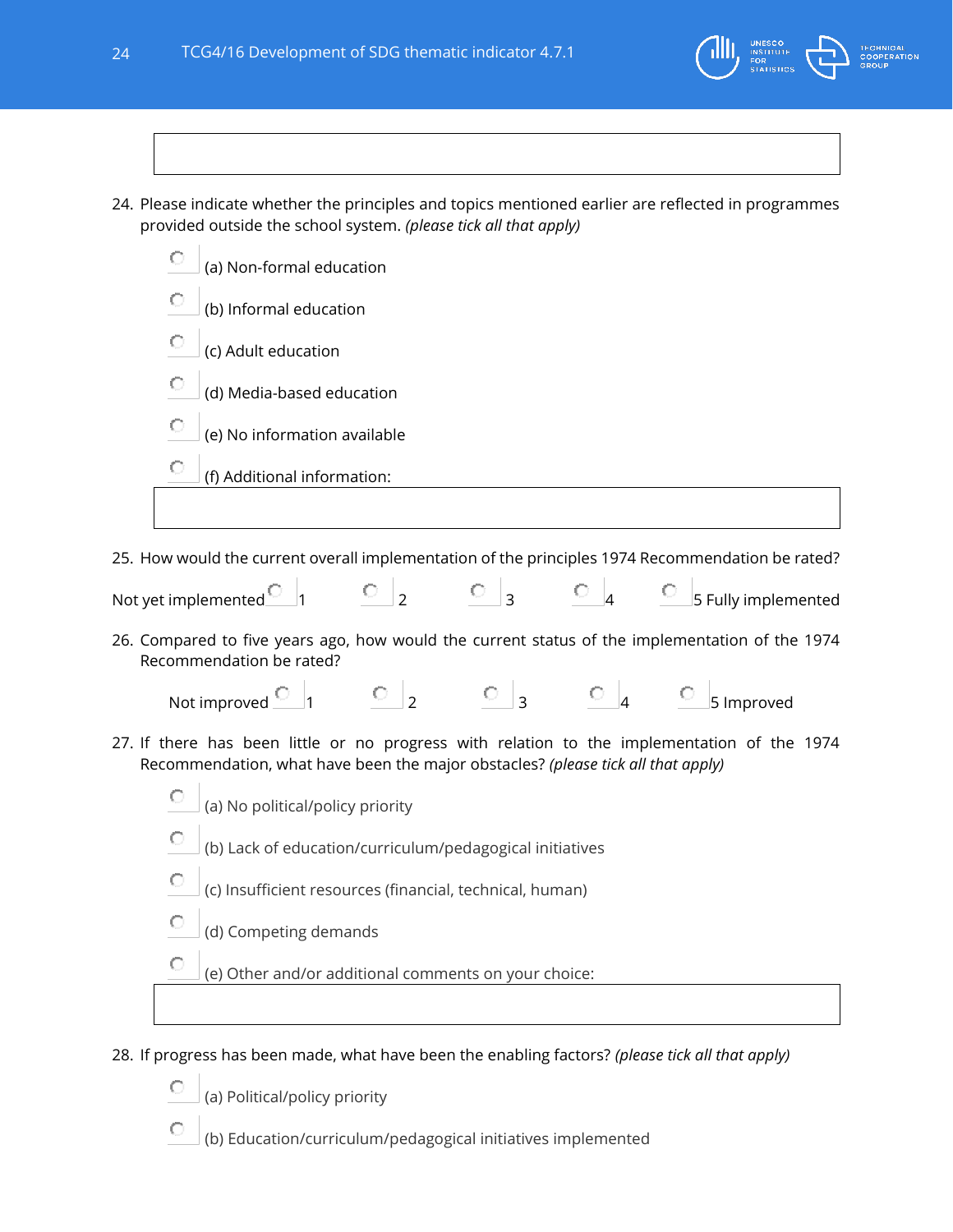24. Please indicate whether the principles and topics mentioned earlier are reflected in programmes provided outside the school system. *(please tick all that apply)*

- (a) Non-formal education
- (b) Informal education
- (c) Adult education
- (d) Media-based education
- (e) No information available
- (f) Additional information:

25. How would the current overall implementation of the principles 1974 Recommendation be rated?

Not yet implemented 1 2 3 4 5 Fully implemented

26. Compared to five years ago, how would the current status of the implementation of the 1974 Recommendation be rated?

Not improved 1 2 3 4 5 Improved

27. If there has been little or no progress with relation to the implementation of the 1974 Recommendation, what have been the major obstacles? *(please tick all that apply)*

- (a) No political/policy priority
- (b) Lack of education/curriculum/pedagogical initiatives
- (c) Insufficient resources (financial, technical, human)
- (d) Competing demands
- (e) Other and/or additional comments on your choice:

28. If progress has been made, what have been the enabling factors? *(please tick all that apply)*

- (a) Political/policy priority
- (b) Education/curriculum/pedagogical initiatives implemented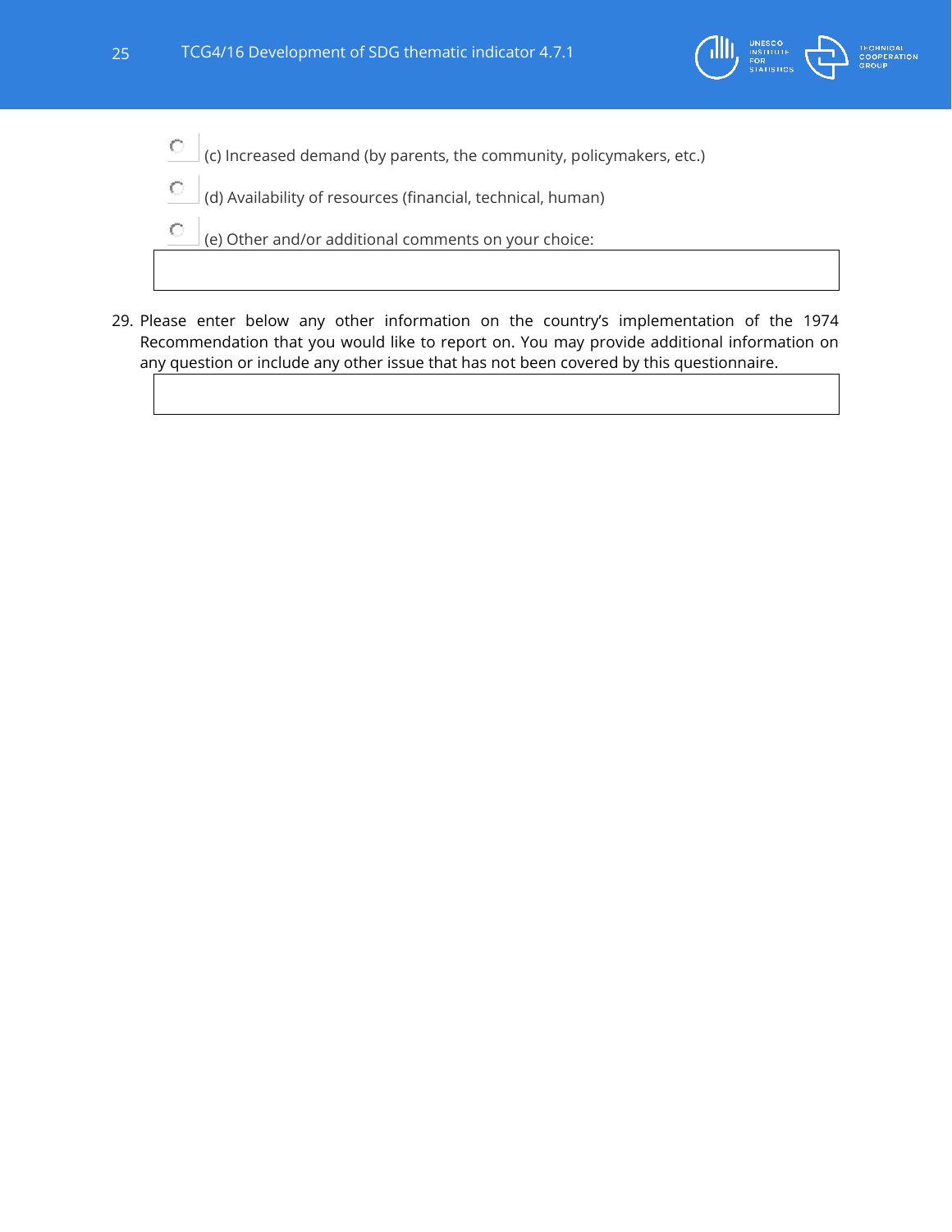- ○ (c) Increased demand (by parents, the community, policymakers, etc.)
- ○ (d) Availability of resources (financial, technical, human)
- ○ (e) Other and/or additional comments on your choice:

| |
|---|
| |

29. Please enter below any other information on the country's implementation of the 1974 Recommendation that you would like to report on. You may provide additional information on any question or include any other issue that has not been covered by this questionnaire.

| |
|---|
| |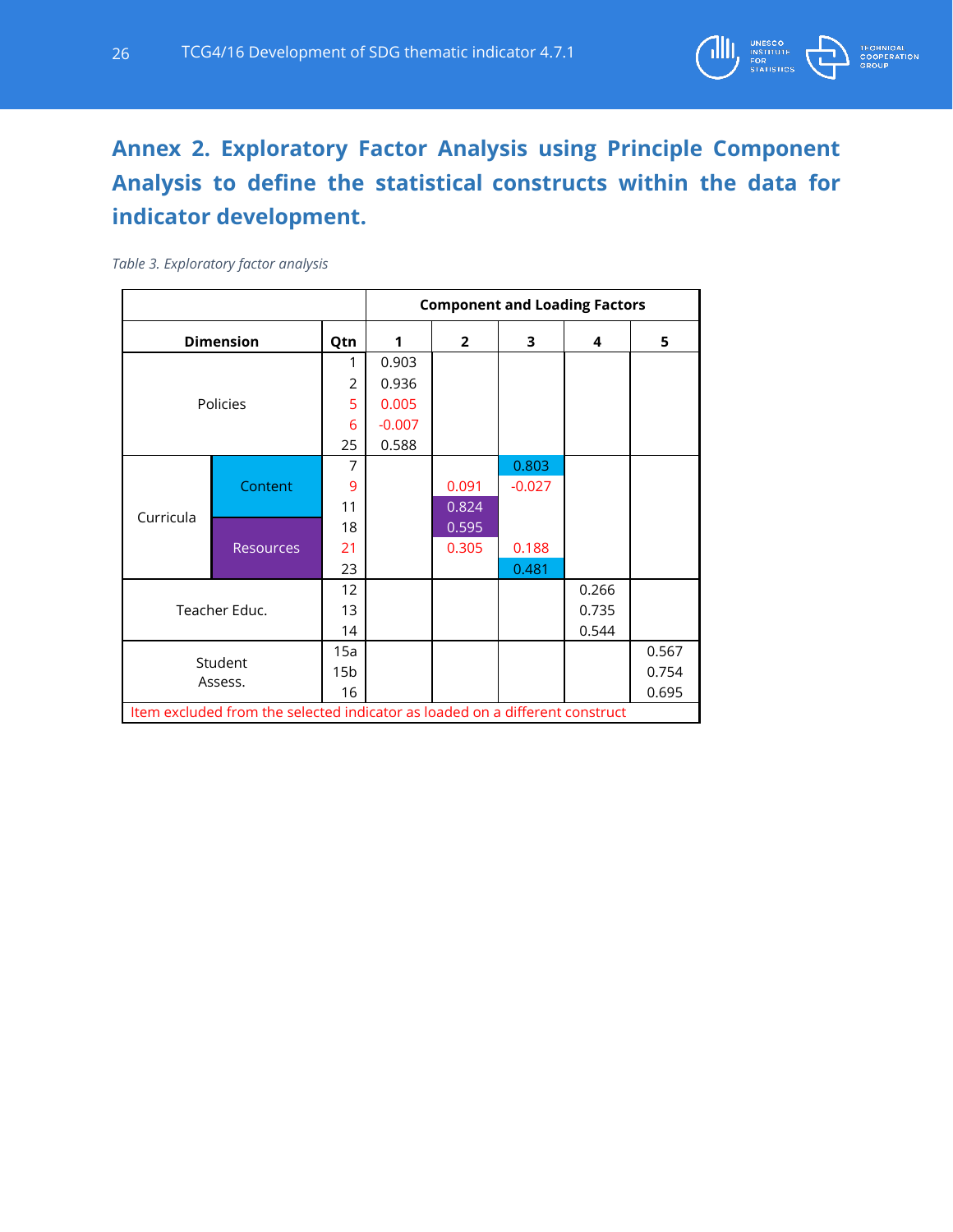## Annex 2. Exploratory Factor Analysis using Principle Component Analysis to define the statistical constructs within the data for indicator development.

*Table 3. Exploratory factor analysis*

| Dimension | | Qtn | Component and Loading Factors 1 | 2 | 3 | 4 | 5 |
|---|---|---|---|---|---|---|---|
| Policies | | 1 | 0.903 | | | | |
| | | 2 | 0.936 | | | | |
| | | 5 | 0.005 | | | | |
| | | 6 | -0.007 | | | | |
| | | 25 | 0.588 | | | | |
| Curricula | Content | 7 | | | 0.803 | | |
| | | 9 | | 0.091 | -0.027 | | |
| | | 11 | | 0.824 | | | |
| | Resources | 18 | | 0.595 | | | |
| | | 21 | | 0.305 | 0.188 | | |
| | | 23 | | | 0.481 | | |
| Teacher Educ. | | 12 | | | | 0.266 | |
| | | 13 | | | | 0.735 | |
| | | 14 | | | | 0.544 | |
| Student Assess. | | 15a | | | | | 0.567 |
| | | 15b | | | | | 0.754 |
| | | 16 | | | | | 0.695 |

Item excluded from the selected indicator as loaded on a different construct (items 5, 6, 9, 21)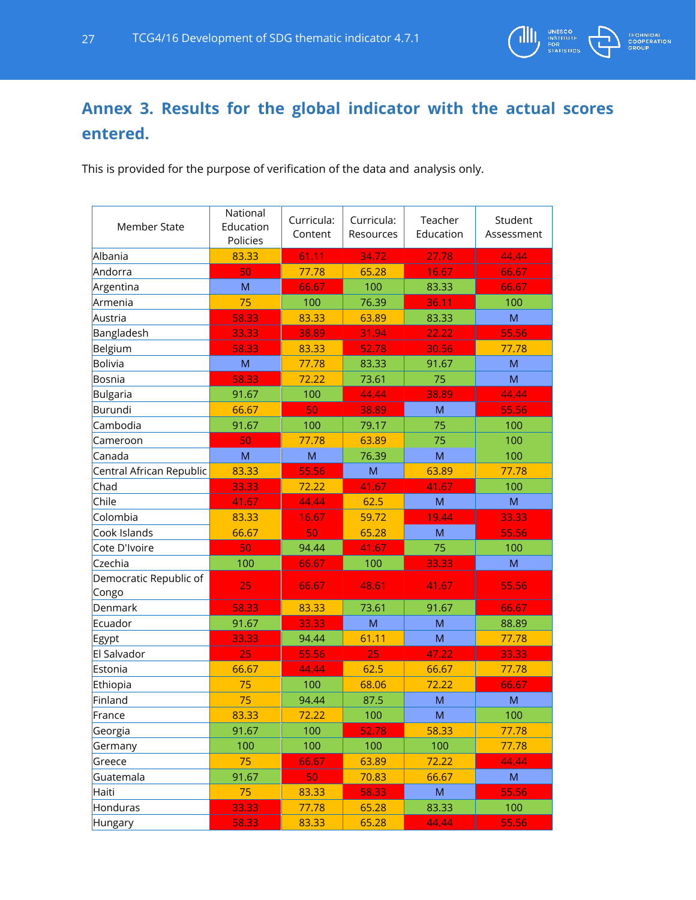## Annex 3. Results for the global indicator with the actual scores entered.

This is provided for the purpose of verification of the data and analysis only.

| Member State | National Education Policies | Curricula: Content | Curricula: Resources | Teacher Education | Student Assessment |
|---|---|---|---|---|---|
| Albania | 83.33 | 61.11 | 34.72 | 27.78 | 44.44 |
| Andorra | 50 | 77.78 | 65.28 | 16.67 | 66.67 |
| Argentina | M | 66.67 | 100 | 83.33 | 66.67 |
| Armenia | 75 | 100 | 76.39 | 36.11 | 100 |
| Austria | 58.33 | 83.33 | 63.89 | 83.33 | M |
| Bangladesh | 33.33 | 38.89 | 31.94 | 22.22 | 55.56 |
| Belgium | 58.33 | 83.33 | 52.78 | 30.56 | 77.78 |
| Bolivia | M | 77.78 | 83.33 | 91.67 | M |
| Bosnia | 58.33 | 72.22 | 73.61 | 75 | M |
| Bulgaria | 91.67 | 100 | 44.44 | 38.89 | 44.44 |
| Burundi | 66.67 | 50 | 38.89 | M | 55.56 |
| Cambodia | 91.67 | 100 | 79.17 | 75 | 100 |
| Cameroon | 50 | 77.78 | 63.89 | 75 | 100 |
| Canada | M | M | 76.39 | M | 100 |
| Central African Republic | 83.33 | 55.56 | M | 63.89 | 77.78 |
| Chad | 33.33 | 72.22 | 41.67 | 41.67 | 100 |
| Chile | 41.67 | 44.44 | 62.5 | M | M |
| Colombia | 83.33 | 16.67 | 59.72 | 19.44 | 33.33 |
| Cook Islands | 66.67 | 50 | 65.28 | M | 55.56 |
| Cote D'Ivoire | 50 | 94.44 | 41.67 | 75 | 100 |
| Czechia | 100 | 66.67 | 100 | 33.33 | M |
| Democratic Republic of Congo | 25 | 66.67 | 48.61 | 41.67 | 55.56 |
| Denmark | 58.33 | 83.33 | 73.61 | 91.67 | 66.67 |
| Ecuador | 91.67 | 33.33 | M | M | 88.89 |
| Egypt | 33.33 | 94.44 | 61.11 | M | 77.78 |
| El Salvador | 25 | 55.56 | 25 | 47.22 | 33.33 |
| Estonia | 66.67 | 44.44 | 62.5 | 66.67 | 77.78 |
| Ethiopia | 75 | 100 | 68.06 | 72.22 | 66.67 |
| Finland | 75 | 94.44 | 87.5 | M | M |
| France | 83.33 | 72.22 | 100 | M | 100 |
| Georgia | 91.67 | 100 | 52.78 | 58.33 | 77.78 |
| Germany | 100 | 100 | 100 | 100 | 77.78 |
| Greece | 75 | 66.67 | 63.89 | 72.22 | 44.44 |
| Guatemala | 91.67 | 50 | 70.83 | 66.67 | M |
| Haiti | 75 | 83.33 | 58.33 | M | 55.56 |
| Honduras | 33.33 | 77.78 | 65.28 | 83.33 | 100 |
| Hungary | 58.33 | 83.33 | 65.28 | 44.44 | 55.56 |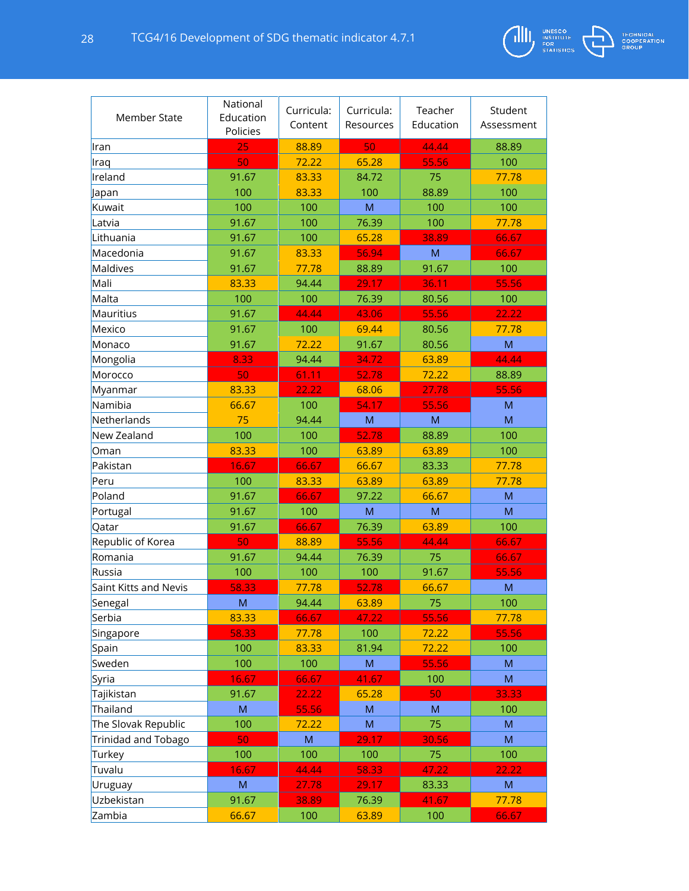| Member State | National Education Policies | Curricula: Content | Curricula: Resources | Teacher Education | Student Assessment |
|---|---|---|---|---|---|
| Iran | 25 | 88.89 | 50 | 44.44 | 88.89 |
| Iraq | 50 | 72.22 | 65.28 | 55.56 | 100 |
| Ireland | 91.67 | 83.33 | 84.72 | 75 | 77.78 |
| Japan | 100 | 83.33 | 100 | 88.89 | 100 |
| Kuwait | 100 | 100 | M | 100 | 100 |
| Latvia | 91.67 | 100 | 76.39 | 100 | 77.78 |
| Lithuania | 91.67 | 100 | 65.28 | 38.89 | 66.67 |
| Macedonia | 91.67 | 83.33 | 56.94 | M | 66.67 |
| Maldives | 91.67 | 77.78 | 88.89 | 91.67 | 100 |
| Mali | 83.33 | 94.44 | 29.17 | 36.11 | 55.56 |
| Malta | 100 | 100 | 76.39 | 80.56 | 100 |
| Mauritius | 91.67 | 44.44 | 43.06 | 55.56 | 22.22 |
| Mexico | 91.67 | 100 | 69.44 | 80.56 | 77.78 |
| Monaco | 91.67 | 72.22 | 91.67 | 80.56 | M |
| Mongolia | 8.33 | 94.44 | 34.72 | 63.89 | 44.44 |
| Morocco | 50 | 61.11 | 52.78 | 72.22 | 88.89 |
| Myanmar | 83.33 | 22.22 | 68.06 | 27.78 | 55.56 |
| Namibia | 66.67 | 100 | 54.17 | 55.56 | M |
| Netherlands | 75 | 94.44 | M | M | M |
| New Zealand | 100 | 100 | 52.78 | 88.89 | 100 |
| Oman | 83.33 | 100 | 63.89 | 63.89 | 100 |
| Pakistan | 16.67 | 66.67 | 66.67 | 83.33 | 77.78 |
| Peru | 100 | 83.33 | 63.89 | 63.89 | 77.78 |
| Poland | 91.67 | 66.67 | 97.22 | 66.67 | M |
| Portugal | 91.67 | 100 | M | M | M |
| Qatar | 91.67 | 66.67 | 76.39 | 63.89 | 100 |
| Republic of Korea | 50 | 88.89 | 55.56 | 44.44 | 66.67 |
| Romania | 91.67 | 94.44 | 76.39 | 75 | 66.67 |
| Russia | 100 | 100 | 100 | 91.67 | 55.56 |
| Saint Kitts and Nevis | 58.33 | 77.78 | 52.78 | 66.67 | M |
| Senegal | M | 94.44 | 63.89 | 75 | 100 |
| Serbia | 83.33 | 66.67 | 47.22 | 55.56 | 77.78 |
| Singapore | 58.33 | 77.78 | 100 | 72.22 | 55.56 |
| Spain | 100 | 83.33 | 81.94 | 72.22 | 100 |
| Sweden | 100 | 100 | M | 55.56 | M |
| Syria | 16.67 | 66.67 | 41.67 | 100 | M |
| Tajikistan | 91.67 | 22.22 | 65.28 | 50 | 33.33 |
| Thailand | M | 55.56 | M | M | 100 |
| The Slovak Republic | 100 | 72.22 | M | 75 | M |
| Trinidad and Tobago | 50 | M | 29.17 | 30.56 | M |
| Turkey | 100 | 100 | 100 | 75 | 100 |
| Tuvalu | 16.67 | 44.44 | 58.33 | 47.22 | 22.22 |
| Uruguay | M | 27.78 | 29.17 | 83.33 | M |
| Uzbekistan | 91.67 | 38.89 | 76.39 | 41.67 | 77.78 |
| Zambia | 66.67 | 100 | 63.89 | 100 | 66.67 |